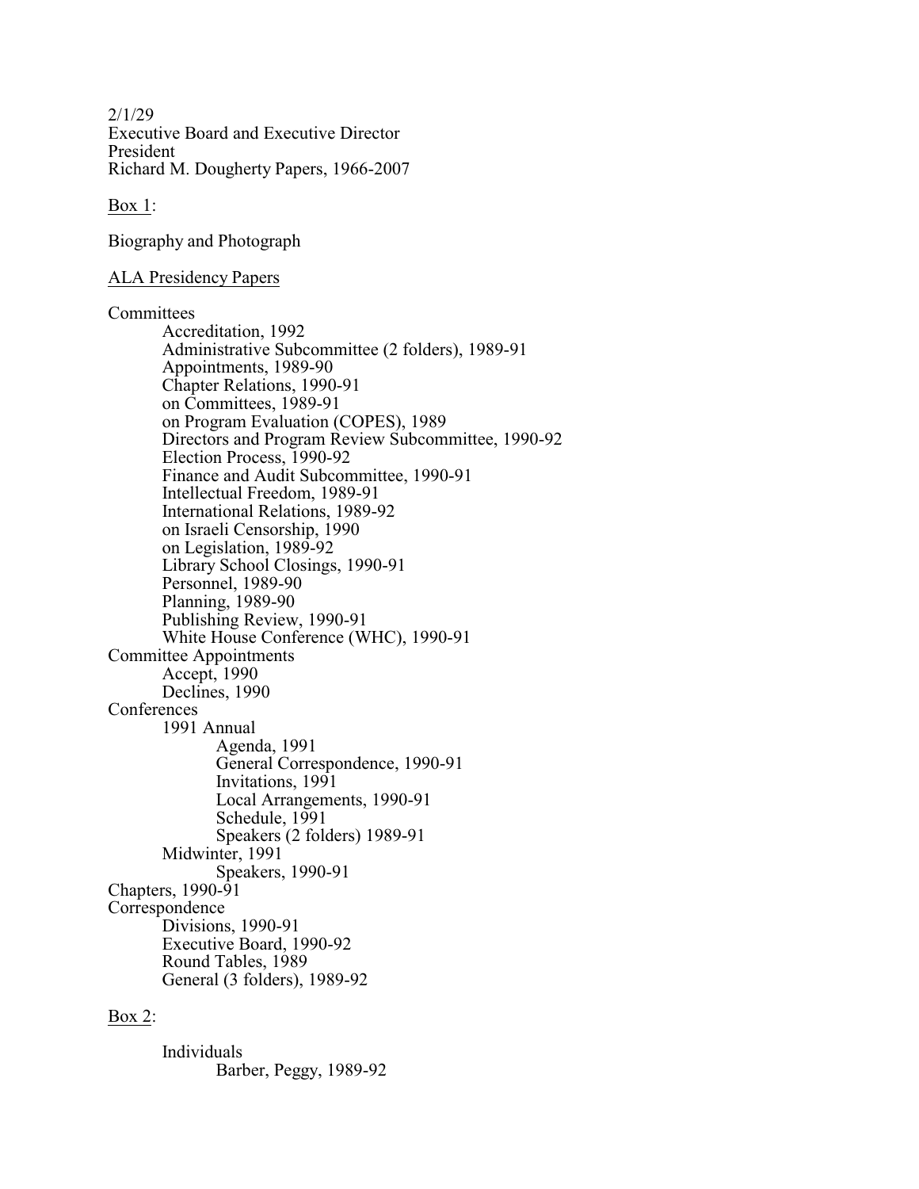2/1/29
Executive Board and Executive Director
President
Richard M. Dougherty Papers, 1966-2007

Box 1:

Biography and Photograph

ALA Presidency Papers

- Committees
    - Accreditation, 1992
    - Administrative Subcommittee (2 folders), 1989-91
    - Appointments, 1989-90
    - Chapter Relations, 1990-91
    - on Committees, 1989-91
    - on Program Evaluation (COPES), 1989
    - Directors and Program Review Subcommittee, 1990-92
    - Election Process, 1990-92
    - Finance and Audit Subcommittee, 1990-91
    - Intellectual Freedom, 1989-91
    - International Relations, 1989-92
    - on Israeli Censorship, 1990
    - on Legislation, 1989-92
    - Library School Closings, 1990-91
    - Personnel, 1989-90
    - Planning, 1989-90
    - Publishing Review, 1990-91
    - White House Conference (WHC), 1990-91
- Committee Appointments
    - Accept, 1990
    - Declines, 1990
- Conferences
    - 1991 Annual
        - Agenda, 1991
        - General Correspondence, 1990-91
        - Invitations, 1991
        - Local Arrangements, 1990-91
        - Schedule, 1991
        - Speakers (2 folders) 1989-91
    - Midwinter, 1991
        - Speakers, 1990-91
- Chapters, 1990-91
- Correspondence
    - Divisions, 1990-91
    - Executive Board, 1990-92
    - Round Tables, 1989
    - General (3 folders), 1989-92

Box 2:

- Individuals
    - Barber, Peggy, 1989-92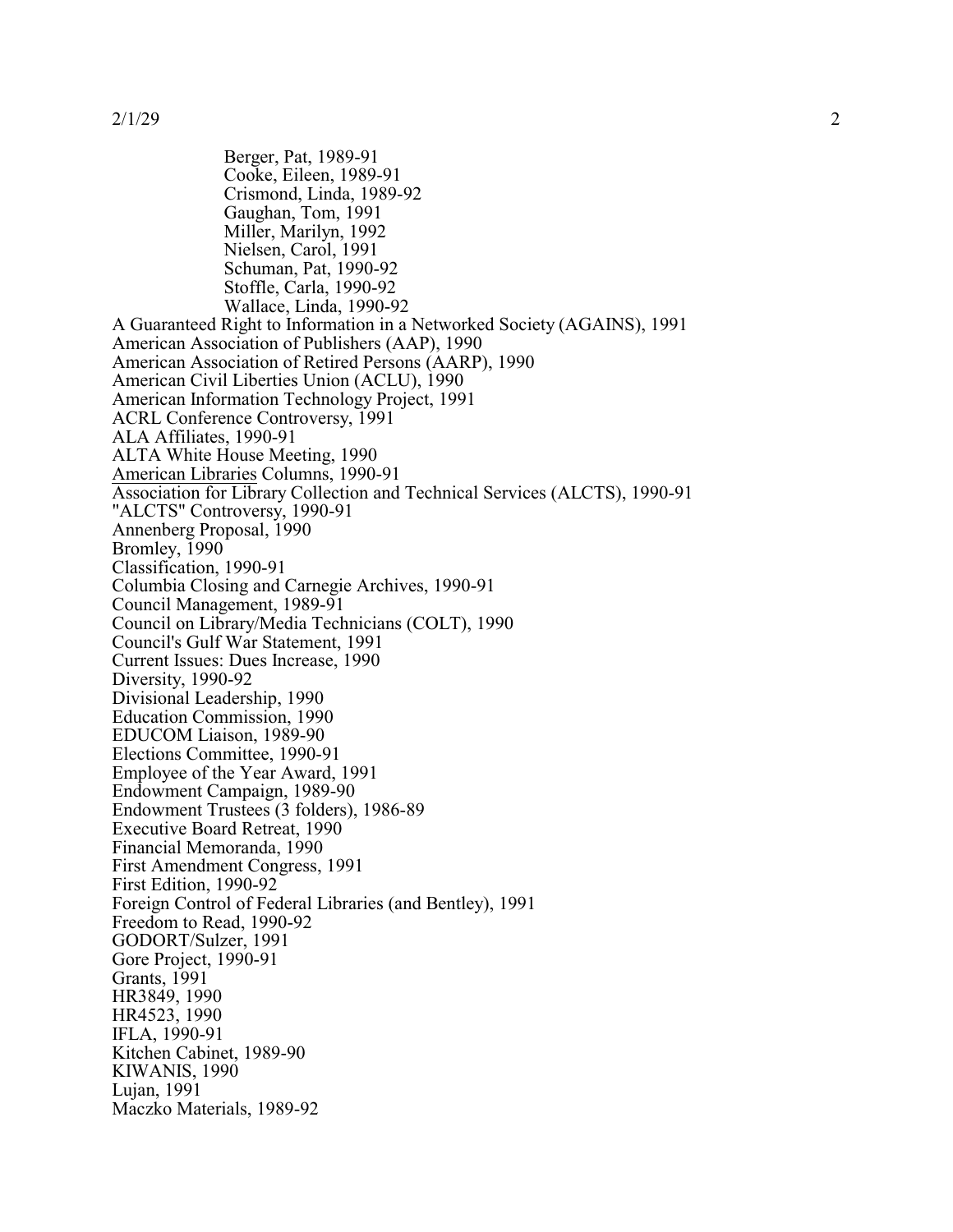- Berger, Pat, 1989-91
- Cooke, Eileen, 1989-91
- Crismond, Linda, 1989-92
- Gaughan, Tom, 1991
- Miller, Marilyn, 1992
- Nielsen, Carol, 1991
- Schuman, Pat, 1990-92
- Stoffle, Carla, 1990-92
- Wallace, Linda, 1990-92

A Guaranteed Right to Information in a Networked Society (AGAINS), 1991
American Association of Publishers (AAP), 1990
American Association of Retired Persons (AARP), 1990
American Civil Liberties Union (ACLU), 1990
American Information Technology Project, 1991
ACRL Conference Controversy, 1991
ALA Affiliates, 1990-91
ALTA White House Meeting, 1990
American Libraries Columns, 1990-91
Association for Library Collection and Technical Services (ALCTS), 1990-91
"ALCTS" Controversy, 1990-91
Annenberg Proposal, 1990
Bromley, 1990
Classification, 1990-91
Columbia Closing and Carnegie Archives, 1990-91
Council Management, 1989-91
Council on Library/Media Technicians (COLT), 1990
Council's Gulf War Statement, 1991
Current Issues: Dues Increase, 1990
Diversity, 1990-92
Divisional Leadership, 1990
Education Commission, 1990
EDUCOM Liaison, 1989-90
Elections Committee, 1990-91
Employee of the Year Award, 1991
Endowment Campaign, 1989-90
Endowment Trustees (3 folders), 1986-89
Executive Board Retreat, 1990
Financial Memoranda, 1990
First Amendment Congress, 1991
First Edition, 1990-92
Foreign Control of Federal Libraries (and Bentley), 1991
Freedom to Read, 1990-92
GODORT/Sulzer, 1991
Gore Project, 1990-91
Grants, 1991
HR3849, 1990
HR4523, 1990
IFLA, 1990-91
Kitchen Cabinet, 1989-90
KIWANIS, 1990
Lujan, 1991
Maczko Materials, 1989-92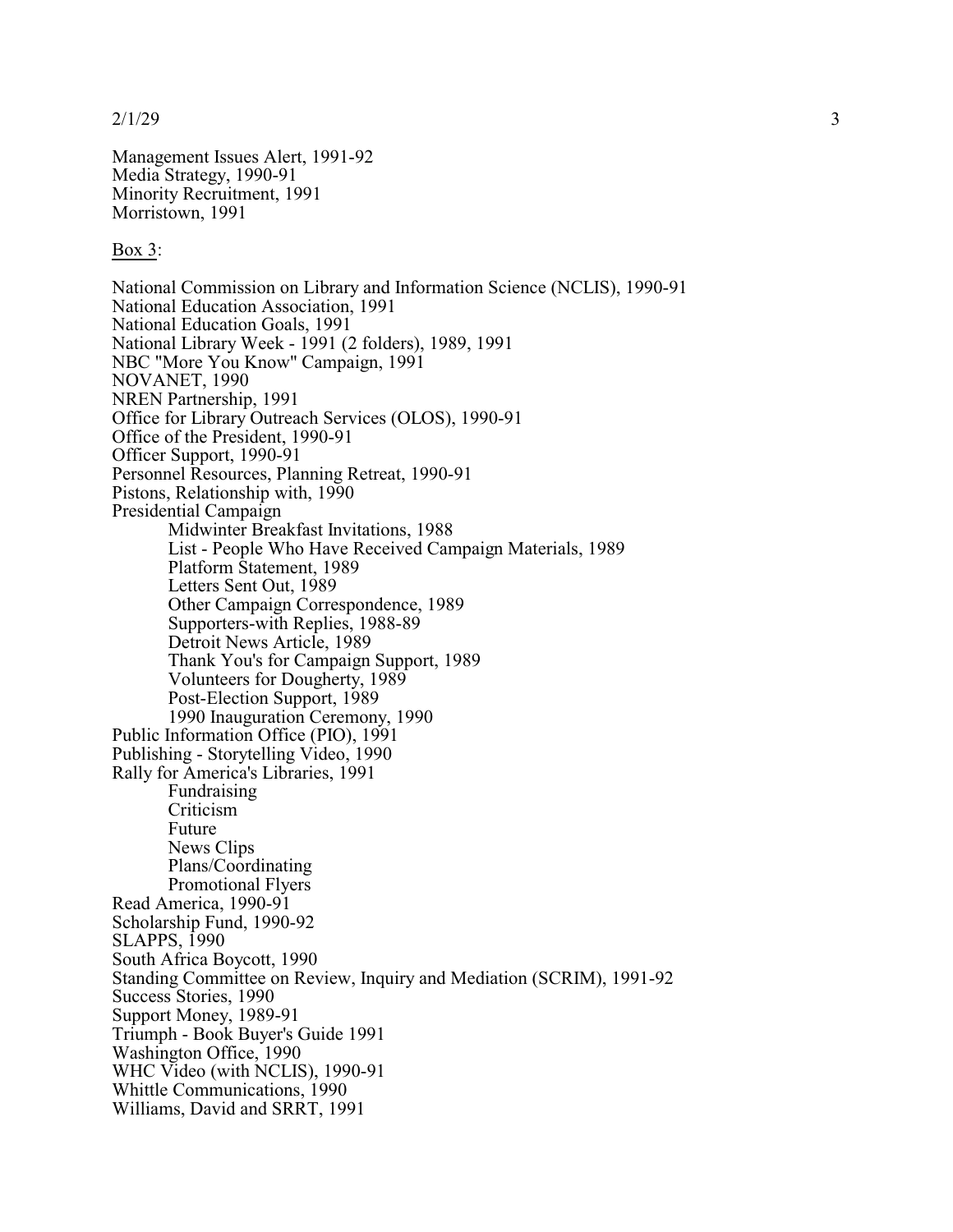Management Issues Alert, 1991-92
Media Strategy, 1990-91
Minority Recruitment, 1991
Morristown, 1991

<u>Box 3</u>:

National Commission on Library and Information Science (NCLIS), 1990-91
National Education Association, 1991
National Education Goals, 1991
National Library Week - 1991 (2 folders), 1989, 1991
NBC "More You Know" Campaign, 1991
NOVANET, 1990
NREN Partnership, 1991
Office for Library Outreach Services (OLOS), 1990-91
Office of the President, 1990-91
Officer Support, 1990-91
Personnel Resources, Planning Retreat, 1990-91
Pistons, Relationship with, 1990
Presidential Campaign
- Midwinter Breakfast Invitations, 1988
- List - People Who Have Received Campaign Materials, 1989
- Platform Statement, 1989
- Letters Sent Out, 1989
- Other Campaign Correspondence, 1989
- Supporters-with Replies, 1988-89
- Detroit News Article, 1989
- Thank You's for Campaign Support, 1989
- Volunteers for Dougherty, 1989
- Post-Election Support, 1989
- 1990 Inauguration Ceremony, 1990

Public Information Office (PIO), 1991
Publishing - Storytelling Video, 1990
Rally for America's Libraries, 1991
- Fundraising
- Criticism
- Future
- News Clips
- Plans/Coordinating
- Promotional Flyers

Read America, 1990-91
Scholarship Fund, 1990-92
SLAPPS, 1990
South Africa Boycott, 1990
Standing Committee on Review, Inquiry and Mediation (SCRIM), 1991-92
Success Stories, 1990
Support Money, 1989-91
Triumph - Book Buyer's Guide 1991
Washington Office, 1990
WHC Video (with NCLIS), 1990-91
Whittle Communications, 1990
Williams, David and SRRT, 1991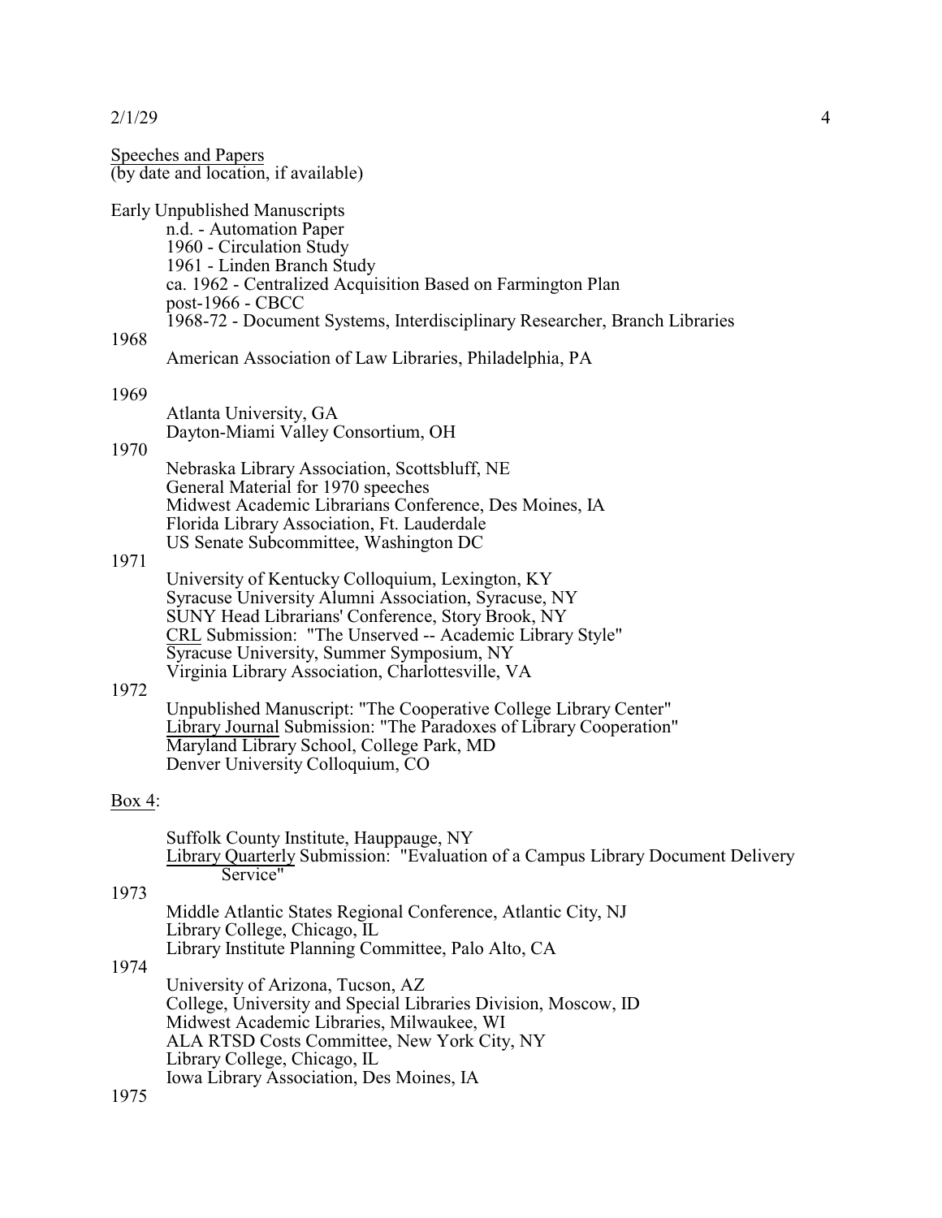Speeches and Papers
(by date and location, if available)

Early Unpublished Manuscripts
- n.d. - Automation Paper
- 1960 - Circulation Study
- 1961 - Linden Branch Study
- ca. 1962 - Centralized Acquisition Based on Farmington Plan
- post-1966 - CBCC
- 1968-72 - Document Systems, Interdisciplinary Researcher, Branch Libraries

1968
- American Association of Law Libraries, Philadelphia, PA

1969
- Atlanta University, GA
- Dayton-Miami Valley Consortium, OH

1970
- Nebraska Library Association, Scottsbluff, NE
- General Material for 1970 speeches
- Midwest Academic Librarians Conference, Des Moines, IA
- Florida Library Association, Ft. Lauderdale
- US Senate Subcommittee, Washington DC

1971
- University of Kentucky Colloquium, Lexington, KY
- Syracuse University Alumni Association, Syracuse, NY
- SUNY Head Librarians' Conference, Story Brook, NY
- CRL Submission: "The Unserved -- Academic Library Style"
- Syracuse University, Summer Symposium, NY
- Virginia Library Association, Charlottesville, VA

1972
- Unpublished Manuscript: "The Cooperative College Library Center"
- Library Journal Submission: "The Paradoxes of Library Cooperation"
- Maryland Library School, College Park, MD
- Denver University Colloquium, CO

Box 4:

- Suffolk County Institute, Hauppauge, NY
- Library Quarterly Submission: "Evaluation of a Campus Library Document Delivery Service"

1973
- Middle Atlantic States Regional Conference, Atlantic City, NJ
- Library College, Chicago, IL
- Library Institute Planning Committee, Palo Alto, CA

1974
- University of Arizona, Tucson, AZ
- College, University and Special Libraries Division, Moscow, ID
- Midwest Academic Libraries, Milwaukee, WI
- ALA RTSD Costs Committee, New York City, NY
- Library College, Chicago, IL
- Iowa Library Association, Des Moines, IA

1975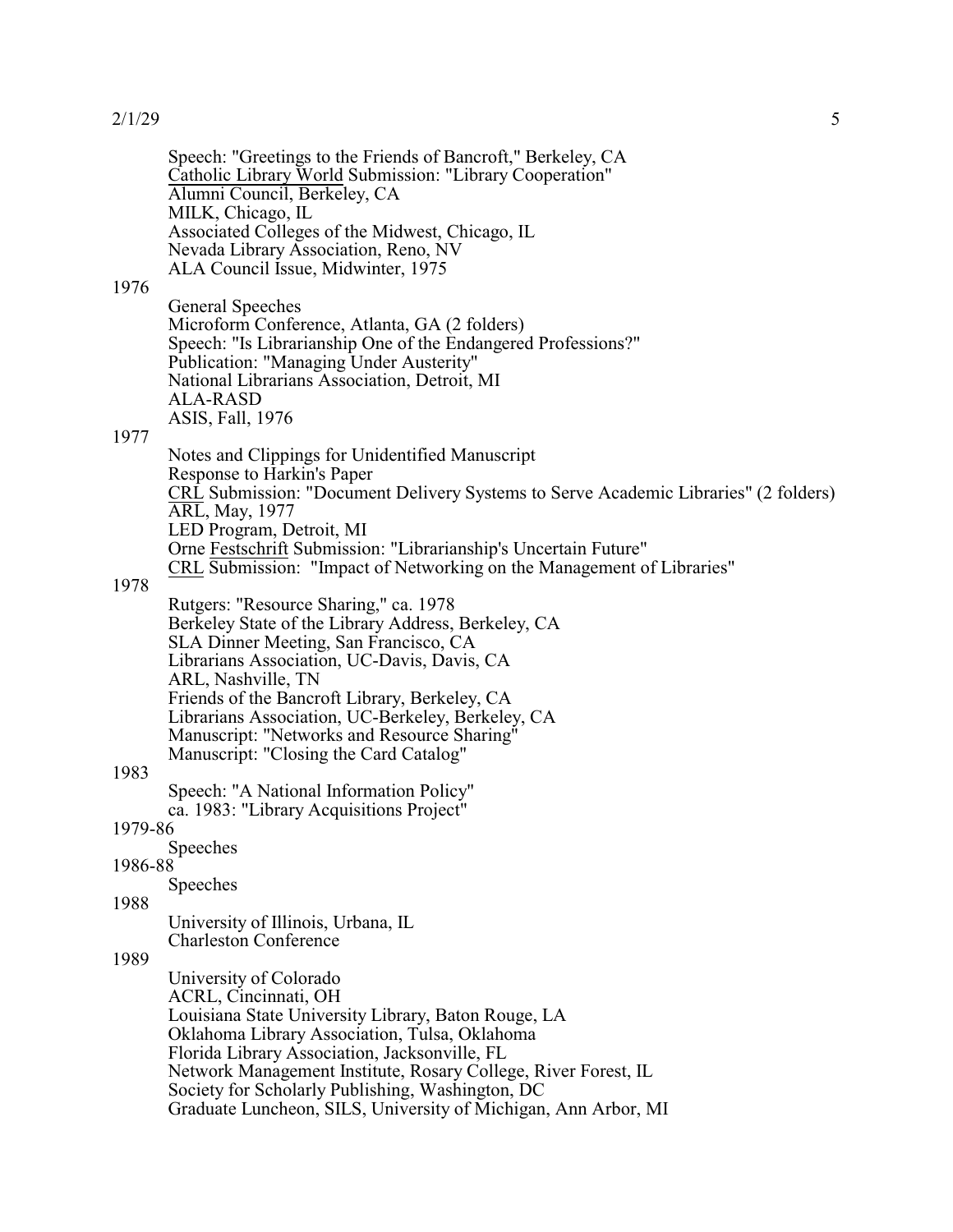Speech: "Greetings to the Friends of Bancroft," Berkeley, CA
Catholic Library World Submission: "Library Cooperation"
Alumni Council, Berkeley, CA
MILK, Chicago, IL
Associated Colleges of the Midwest, Chicago, IL
Nevada Library Association, Reno, NV
ALA Council Issue, Midwinter, 1975

1976

General Speeches
Microform Conference, Atlanta, GA (2 folders)
Speech: "Is Librarianship One of the Endangered Professions?"
Publication: "Managing Under Austerity"
National Librarians Association, Detroit, MI
ALA-RASD
ASIS, Fall, 1976

1977

Notes and Clippings for Unidentified Manuscript
Response to Harkin's Paper
CRL Submission: "Document Delivery Systems to Serve Academic Libraries" (2 folders)
ARL, May, 1977
LED Program, Detroit, MI
Orne Festschrift Submission: "Librarianship's Uncertain Future"
CRL Submission: "Impact of Networking on the Management of Libraries"

1978

Rutgers: "Resource Sharing," ca. 1978
Berkeley State of the Library Address, Berkeley, CA
SLA Dinner Meeting, San Francisco, CA
Librarians Association, UC-Davis, Davis, CA
ARL, Nashville, TN
Friends of the Bancroft Library, Berkeley, CA
Librarians Association, UC-Berkeley, Berkeley, CA
Manuscript: "Networks and Resource Sharing"
Manuscript: "Closing the Card Catalog"

1983

Speech: "A National Information Policy"
ca. 1983: "Library Acquisitions Project"

1979-86

Speeches

1986-88

Speeches

1988

University of Illinois, Urbana, IL
Charleston Conference

1989

University of Colorado
ACRL, Cincinnati, OH
Louisiana State University Library, Baton Rouge, LA
Oklahoma Library Association, Tulsa, Oklahoma
Florida Library Association, Jacksonville, FL
Network Management Institute, Rosary College, River Forest, IL
Society for Scholarly Publishing, Washington, DC
Graduate Luncheon, SILS, University of Michigan, Ann Arbor, MI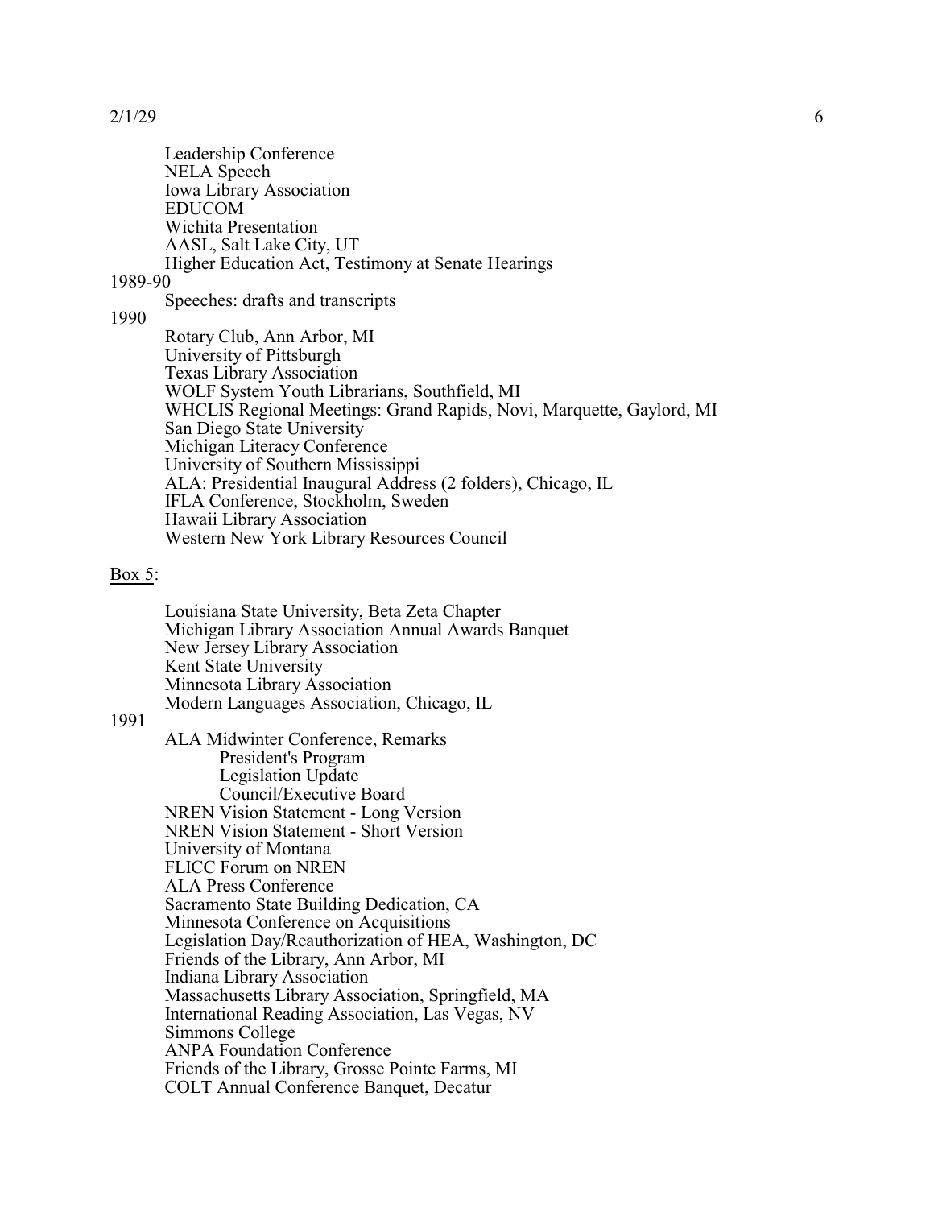Leadership Conference
NELA Speech
Iowa Library Association
EDUCOM
Wichita Presentation
AASL, Salt Lake City, UT
Higher Education Act, Testimony at Senate Hearings

1989-90

Speeches: drafts and transcripts

1990

Rotary Club, Ann Arbor, MI
University of Pittsburgh
Texas Library Association
WOLF System Youth Librarians, Southfield, MI
WHCLIS Regional Meetings: Grand Rapids, Novi, Marquette, Gaylord, MI
San Diego State University
Michigan Literacy Conference
University of Southern Mississippi
ALA: Presidential Inaugural Address (2 folders), Chicago, IL
IFLA Conference, Stockholm, Sweden
Hawaii Library Association
Western New York Library Resources Council

Box 5:

Louisiana State University, Beta Zeta Chapter
Michigan Library Association Annual Awards Banquet
New Jersey Library Association
Kent State University
Minnesota Library Association
Modern Languages Association, Chicago, IL

1991

ALA Midwinter Conference, Remarks
- President's Program
- Legislation Update
- Council/Executive Board

NREN Vision Statement - Long Version
NREN Vision Statement - Short Version
University of Montana
FLICC Forum on NREN
ALA Press Conference
Sacramento State Building Dedication, CA
Minnesota Conference on Acquisitions
Legislation Day/Reauthorization of HEA, Washington, DC
Friends of the Library, Ann Arbor, MI
Indiana Library Association
Massachusetts Library Association, Springfield, MA
International Reading Association, Las Vegas, NV
Simmons College
ANPA Foundation Conference
Friends of the Library, Grosse Pointe Farms, MI
COLT Annual Conference Banquet, Decatur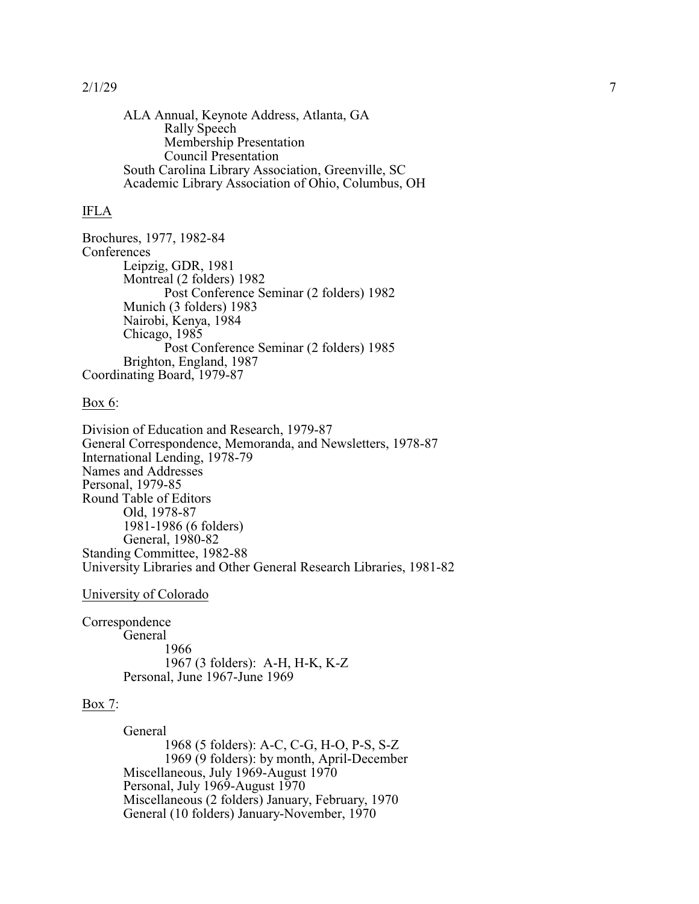ALA Annual, Keynote Address, Atlanta, GA
- Rally Speech
- Membership Presentation
- Council Presentation

South Carolina Library Association, Greenville, SC
Academic Library Association of Ohio, Columbus, OH

<u>IFLA</u>

Brochures, 1977, 1982-84
Conferences
- Leipzig, GDR, 1981
- Montreal (2 folders) 1982
  - Post Conference Seminar (2 folders) 1982
- Munich (3 folders) 1983
- Nairobi, Kenya, 1984
- Chicago, 1985
  - Post Conference Seminar (2 folders) 1985
- Brighton, England, 1987

Coordinating Board, 1979-87

<u>Box 6</u>:

Division of Education and Research, 1979-87
General Correspondence, Memoranda, and Newsletters, 1978-87
International Lending, 1978-79
Names and Addresses
Personal, 1979-85
Round Table of Editors
- Old, 1978-87
- 1981-1986 (6 folders)
- General, 1980-82

Standing Committee, 1982-88
University Libraries and Other General Research Libraries, 1981-82

<u>University of Colorado</u>

Correspondence
- General
  - 1966
  - 1967 (3 folders): A-H, H-K, K-Z
- Personal, June 1967-June 1969

<u>Box 7</u>:

- General
  - 1968 (5 folders): A-C, C-G, H-O, P-S, S-Z
  - 1969 (9 folders): by month, April-December
- Miscellaneous, July 1969-August 1970
- Personal, July 1969-August 1970
- Miscellaneous (2 folders) January, February, 1970
- General (10 folders) January-November, 1970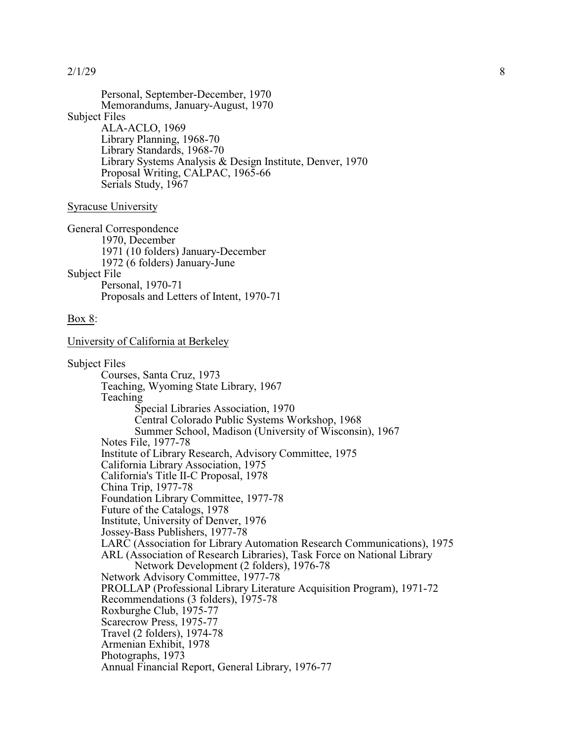- Personal, September-December, 1970
- Memorandums, January-August, 1970

Subject Files

- ALA-ACLO, 1969
- Library Planning, 1968-70
- Library Standards, 1968-70
- Library Systems Analysis & Design Institute, Denver, 1970
- Proposal Writing, CALPAC, 1965-66
- Serials Study, 1967

<u>Syracuse University</u>

General Correspondence

- 1970, December
- 1971 (10 folders) January-December
- 1972 (6 folders) January-June

Subject File

- Personal, 1970-71
- Proposals and Letters of Intent, 1970-71

<u>Box 8</u>:

<u>University of California at Berkeley</u>

Subject Files

- Courses, Santa Cruz, 1973
- Teaching, Wyoming State Library, 1967
- Teaching
  - Special Libraries Association, 1970
  - Central Colorado Public Systems Workshop, 1968
  - Summer School, Madison (University of Wisconsin), 1967
- Notes File, 1977-78
- Institute of Library Research, Advisory Committee, 1975
- California Library Association, 1975
- California's Title II-C Proposal, 1978
- China Trip, 1977-78
- Foundation Library Committee, 1977-78
- Future of the Catalogs, 1978
- Institute, University of Denver, 1976
- Jossey-Bass Publishers, 1977-78
- LARC (Association for Library Automation Research Communications), 1975
- ARL (Association of Research Libraries), Task Force on National Library Network Development (2 folders), 1976-78
- Network Advisory Committee, 1977-78
- PROLLAP (Professional Library Literature Acquisition Program), 1971-72
- Recommendations (3 folders), 1975-78
- Roxburghe Club, 1975-77
- Scarecrow Press, 1975-77
- Travel (2 folders), 1974-78
- Armenian Exhibit, 1978
- Photographs, 1973
- Annual Financial Report, General Library, 1976-77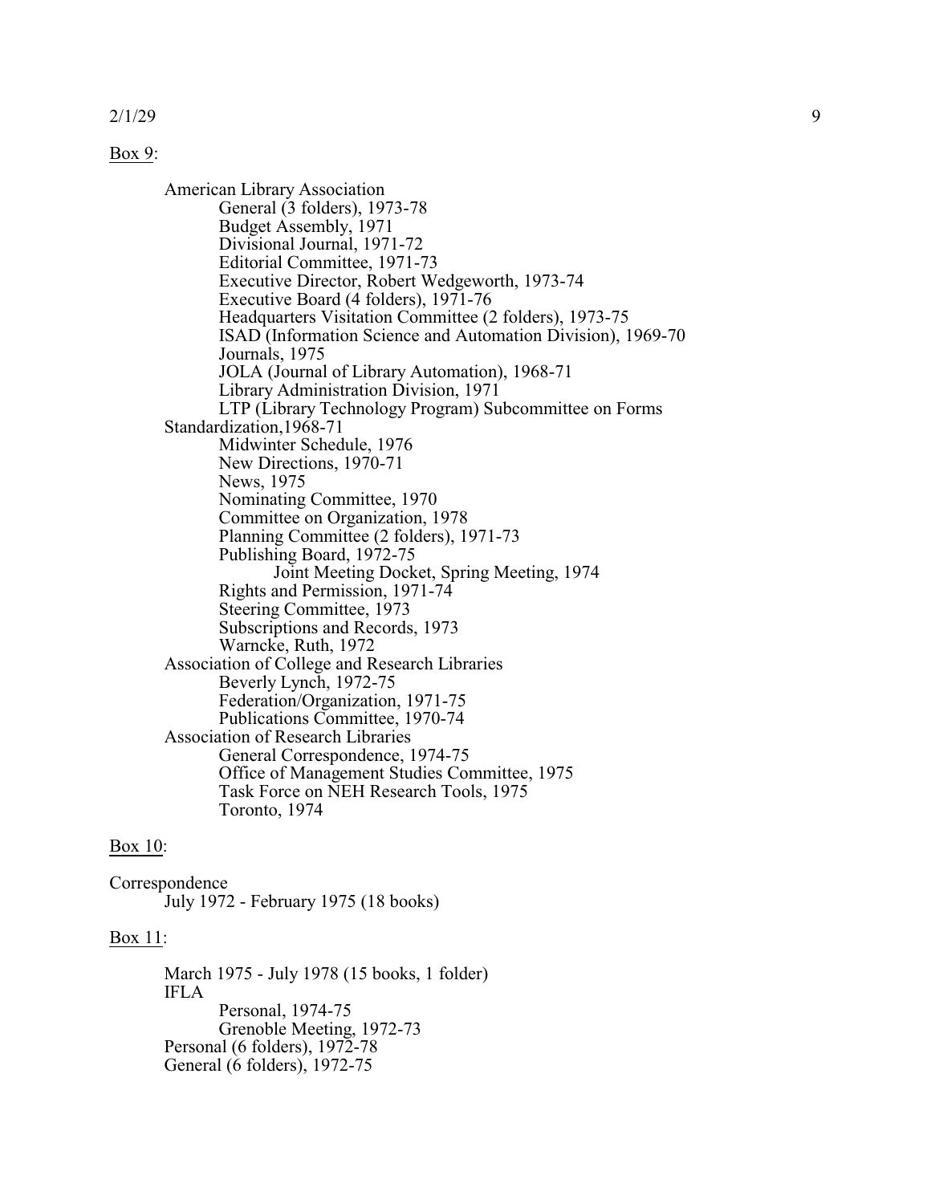Box 9:

- American Library Association
  - General (3 folders), 1973-78
  - Budget Assembly, 1971
  - Divisional Journal, 1971-72
  - Editorial Committee, 1971-73
  - Executive Director, Robert Wedgeworth, 1973-74
  - Executive Board (4 folders), 1971-76
  - Headquarters Visitation Committee (2 folders), 1973-75
  - ISAD (Information Science and Automation Division), 1969-70
  - Journals, 1975
  - JOLA (Journal of Library Automation), 1968-71
  - Library Administration Division, 1971
  - LTP (Library Technology Program) Subcommittee on Forms Standardization,1968-71
  - Midwinter Schedule, 1976
  - New Directions, 1970-71
  - News, 1975
  - Nominating Committee, 1970
  - Committee on Organization, 1978
  - Planning Committee (2 folders), 1971-73
  - Publishing Board, 1972-75
    - Joint Meeting Docket, Spring Meeting, 1974
  - Rights and Permission, 1971-74
  - Steering Committee, 1973
  - Subscriptions and Records, 1973
  - Warncke, Ruth, 1972
- Association of College and Research Libraries
  - Beverly Lynch, 1972-75
  - Federation/Organization, 1971-75
  - Publications Committee, 1970-74
- Association of Research Libraries
  - General Correspondence, 1974-75
  - Office of Management Studies Committee, 1975
  - Task Force on NEH Research Tools, 1975
  - Toronto, 1974

Box 10:

Correspondence
- July 1972 - February 1975 (18 books)

Box 11:

- March 1975 - July 1978 (15 books, 1 folder)
- IFLA
  - Personal, 1974-75
  - Grenoble Meeting, 1972-73
- Personal (6 folders), 1972-78
- General (6 folders), 1972-75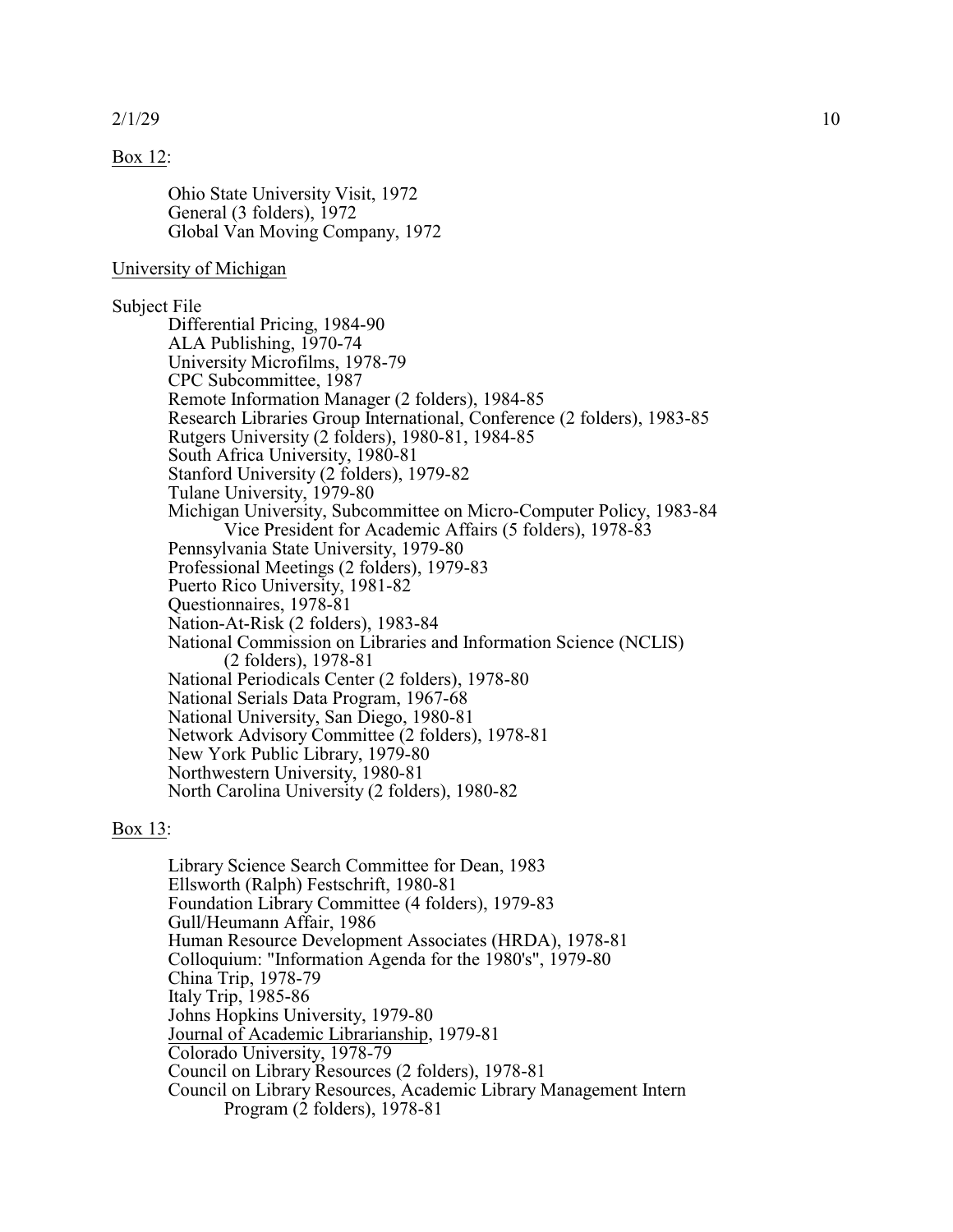Box 12:

Ohio State University Visit, 1972
General (3 folders), 1972
Global Van Moving Company, 1972

University of Michigan

Subject File

Differential Pricing, 1984-90
ALA Publishing, 1970-74
University Microfilms, 1978-79
CPC Subcommittee, 1987
Remote Information Manager (2 folders), 1984-85
Research Libraries Group International, Conference (2 folders), 1983-85
Rutgers University (2 folders), 1980-81, 1984-85
South Africa University, 1980-81
Stanford University (2 folders), 1979-82
Tulane University, 1979-80
Michigan University, Subcommittee on Micro-Computer Policy, 1983-84
    Vice President for Academic Affairs (5 folders), 1978-83
Pennsylvania State University, 1979-80
Professional Meetings (2 folders), 1979-83
Puerto Rico University, 1981-82
Questionnaires, 1978-81
Nation-At-Risk (2 folders), 1983-84
National Commission on Libraries and Information Science (NCLIS)
    (2 folders), 1978-81
National Periodicals Center (2 folders), 1978-80
National Serials Data Program, 1967-68
National University, San Diego, 1980-81
Network Advisory Committee (2 folders), 1978-81
New York Public Library, 1979-80
Northwestern University, 1980-81
North Carolina University (2 folders), 1980-82

Box 13:

Library Science Search Committee for Dean, 1983
Ellsworth (Ralph) Festschrift, 1980-81
Foundation Library Committee (4 folders), 1979-83
Gull/Heumann Affair, 1986
Human Resource Development Associates (HRDA), 1978-81
Colloquium: "Information Agenda for the 1980's", 1979-80
China Trip, 1978-79
Italy Trip, 1985-86
Johns Hopkins University, 1979-80
Journal of Academic Librarianship, 1979-81
Colorado University, 1978-79
Council on Library Resources (2 folders), 1978-81
Council on Library Resources, Academic Library Management Intern
    Program (2 folders), 1978-81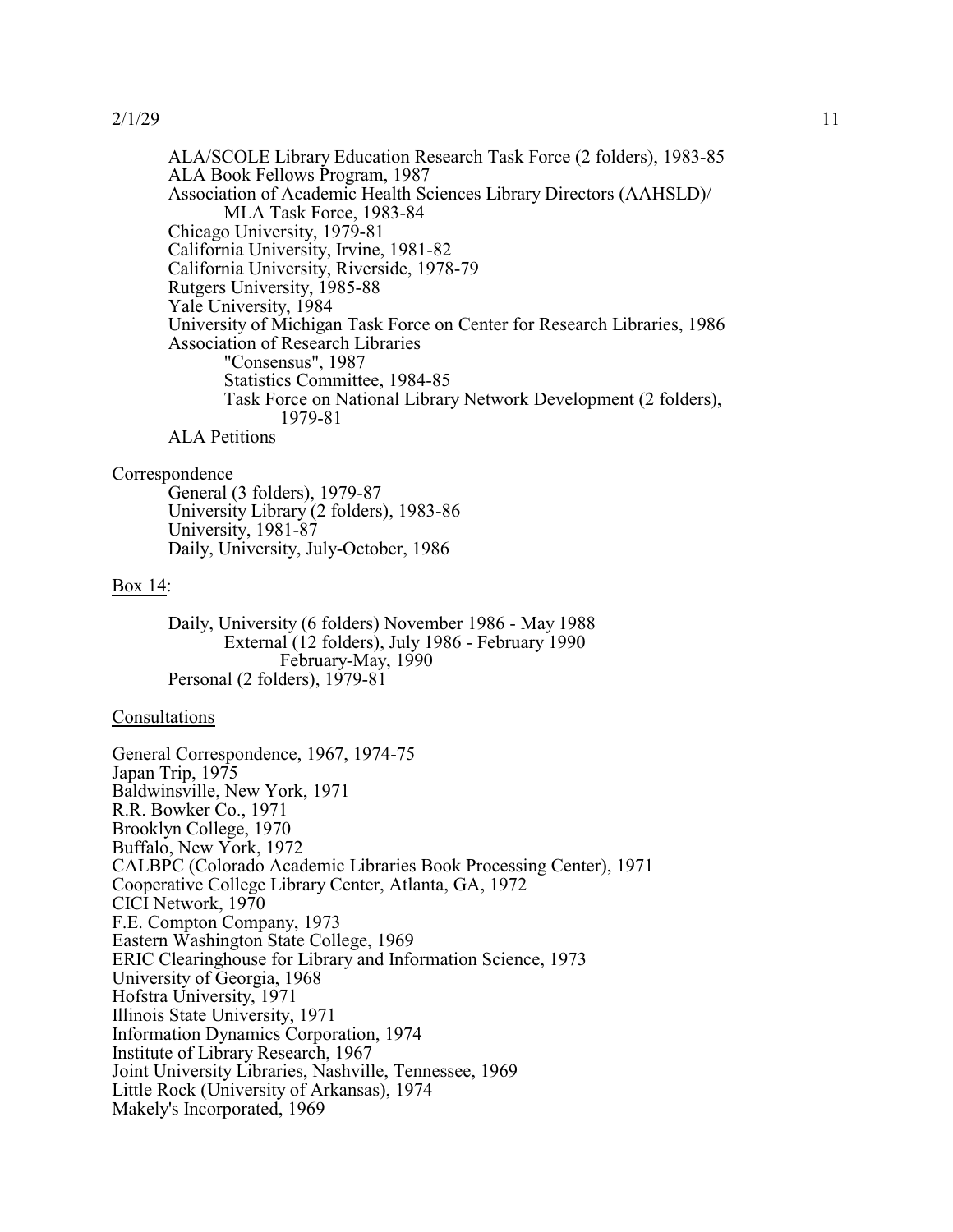ALA/SCOLE Library Education Research Task Force (2 folders), 1983-85
ALA Book Fellows Program, 1987
Association of Academic Health Sciences Library Directors (AAHSLD)/
    MLA Task Force, 1983-84
Chicago University, 1979-81
California University, Irvine, 1981-82
California University, Riverside, 1978-79
Rutgers University, 1985-88
Yale University, 1984
University of Michigan Task Force on Center for Research Libraries, 1986
Association of Research Libraries
    "Consensus", 1987
    Statistics Committee, 1984-85
    Task Force on National Library Network Development (2 folders),
        1979-81
ALA Petitions

Correspondence
    General (3 folders), 1979-87
    University Library (2 folders), 1983-86
    University, 1981-87
    Daily, University, July-October, 1986

Box 14:

    Daily, University (6 folders) November 1986 - May 1988
        External (12 folders), July 1986 - February 1990
            February-May, 1990
    Personal (2 folders), 1979-81

Consultations

General Correspondence, 1967, 1974-75
Japan Trip, 1975
Baldwinsville, New York, 1971
R.R. Bowker Co., 1971
Brooklyn College, 1970
Buffalo, New York, 1972
CALBPC (Colorado Academic Libraries Book Processing Center), 1971
Cooperative College Library Center, Atlanta, GA, 1972
CICI Network, 1970
F.E. Compton Company, 1973
Eastern Washington State College, 1969
ERIC Clearinghouse for Library and Information Science, 1973
University of Georgia, 1968
Hofstra University, 1971
Illinois State University, 1971
Information Dynamics Corporation, 1974
Institute of Library Research, 1967
Joint University Libraries, Nashville, Tennessee, 1969
Little Rock (University of Arkansas), 1974
Makely's Incorporated, 1969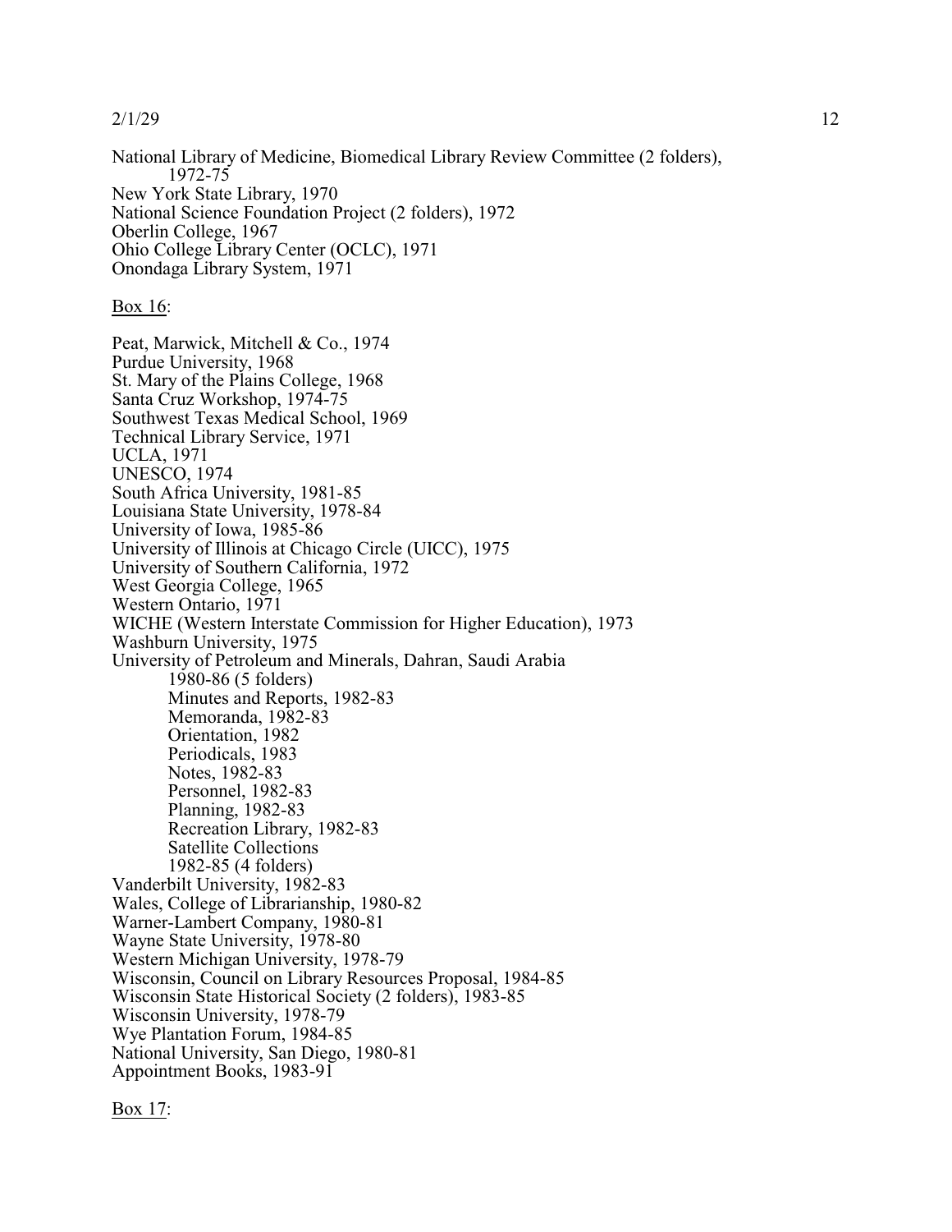National Library of Medicine, Biomedical Library Review Committee (2 folders), 1972-75  
New York State Library, 1970  
National Science Foundation Project (2 folders), 1972  
Oberlin College, 1967  
Ohio College Library Center (OCLC), 1971  
Onondaga Library System, 1971

<u>Box 16</u>:

Peat, Marwick, Mitchell & Co., 1974  
Purdue University, 1968  
St. Mary of the Plains College, 1968  
Santa Cruz Workshop, 1974-75  
Southwest Texas Medical School, 1969  
Technical Library Service, 1971  
UCLA, 1971  
UNESCO, 1974  
South Africa University, 1981-85  
Louisiana State University, 1978-84  
University of Iowa, 1985-86  
University of Illinois at Chicago Circle (UICC), 1975  
University of Southern California, 1972  
West Georgia College, 1965  
Western Ontario, 1971  
WICHE (Western Interstate Commission for Higher Education), 1973  
Washburn University, 1975  
University of Petroleum and Minerals, Dahran, Saudi Arabia  
  1980-86 (5 folders)  
  Minutes and Reports, 1982-83  
  Memoranda, 1982-83  
  Orientation, 1982  
  Periodicals, 1983  
  Notes, 1982-83  
  Personnel, 1982-83  
  Planning, 1982-83  
  Recreation Library, 1982-83  
  Satellite Collections  
  1982-85 (4 folders)  
Vanderbilt University, 1982-83  
Wales, College of Librarianship, 1980-82  
Warner-Lambert Company, 1980-81  
Wayne State University, 1978-80  
Western Michigan University, 1978-79  
Wisconsin, Council on Library Resources Proposal, 1984-85  
Wisconsin State Historical Society (2 folders), 1983-85  
Wisconsin University, 1978-79  
Wye Plantation Forum, 1984-85  
National University, San Diego, 1980-81  
Appointment Books, 1983-91

<u>Box 17</u>: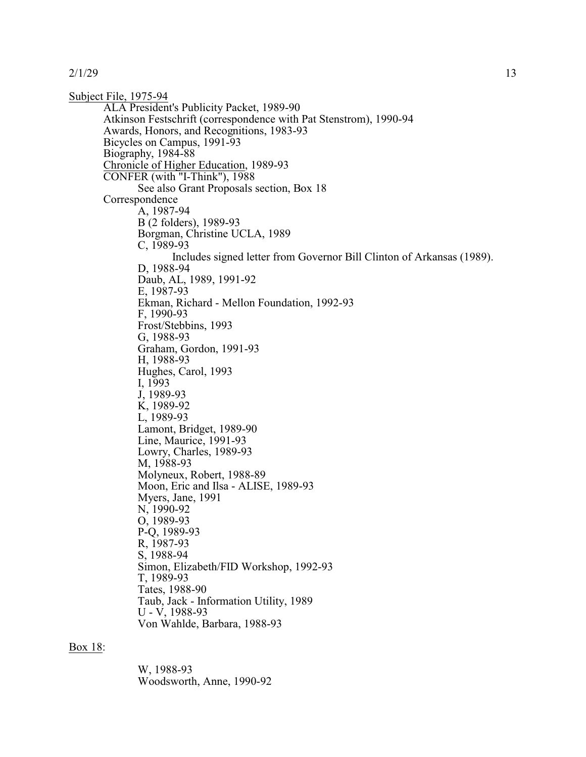Subject File, 1975-94

- ALA President's Publicity Packet, 1989-90
- Atkinson Festschrift (correspondence with Pat Stenstrom), 1990-94
- Awards, Honors, and Recognitions, 1983-93
- Bicycles on Campus, 1991-93
- Biography, 1984-88
- Chronicle of Higher Education, 1989-93
- CONFER (with "I-Think"), 1988
    - See also Grant Proposals section, Box 18
- Correspondence
    - A, 1987-94
    - B (2 folders), 1989-93
    - Borgman, Christine UCLA, 1989
    - C, 1989-93
        - Includes signed letter from Governor Bill Clinton of Arkansas (1989).
    - D, 1988-94
    - Daub, AL, 1989, 1991-92
    - E, 1987-93
    - Ekman, Richard - Mellon Foundation, 1992-93
    - F, 1990-93
    - Frost/Stebbins, 1993
    - G, 1988-93
    - Graham, Gordon, 1991-93
    - H, 1988-93
    - Hughes, Carol, 1993
    - I, 1993
    - J, 1989-93
    - K, 1989-92
    - L, 1989-93
    - Lamont, Bridget, 1989-90
    - Line, Maurice, 1991-93
    - Lowry, Charles, 1989-93
    - M, 1988-93
    - Molyneux, Robert, 1988-89
    - Moon, Eric and Ilsa - ALISE, 1989-93
    - Myers, Jane, 1991
    - N, 1990-92
    - O, 1989-93
    - P-Q, 1989-93
    - R, 1987-93
    - S, 1988-94
    - Simon, Elizabeth/FID Workshop, 1992-93
    - T, 1989-93
    - Tates, 1988-90
    - Taub, Jack - Information Utility, 1989
    - U - V, 1988-93
    - Von Wahlde, Barbara, 1988-93

Box 18:

- W, 1988-93
- Woodsworth, Anne, 1990-92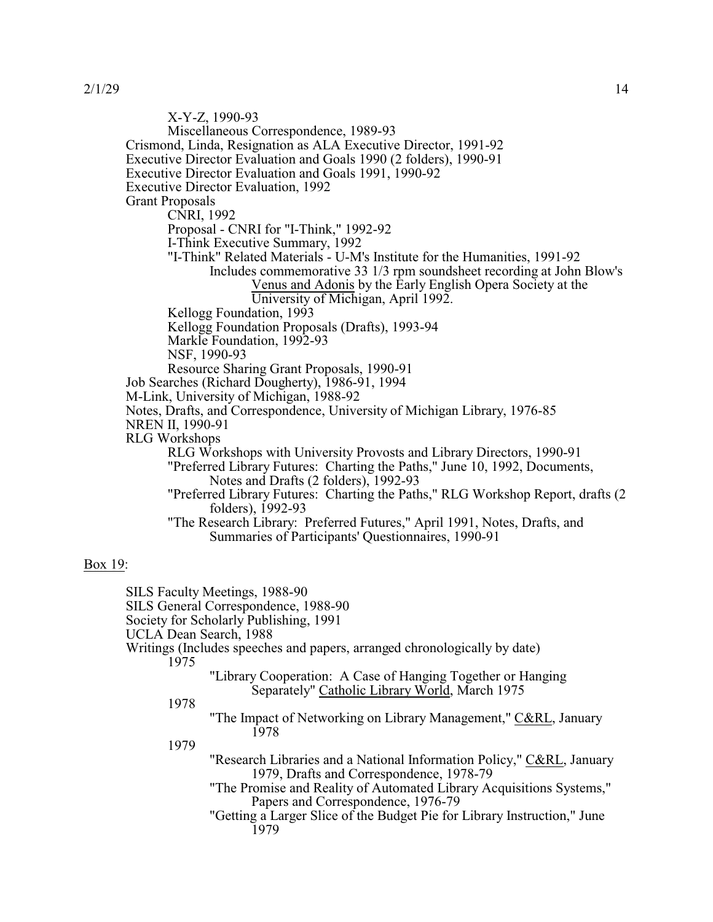X-Y-Z, 1990-93
Miscellaneous Correspondence, 1989-93
Crismond, Linda, Resignation as ALA Executive Director, 1991-92
Executive Director Evaluation and Goals 1990 (2 folders), 1990-91
Executive Director Evaluation and Goals 1991, 1990-92
Executive Director Evaluation, 1992
Grant Proposals
CNRI, 1992
Proposal - CNRI for "I-Think," 1992-92
I-Think Executive Summary, 1992
"I-Think" Related Materials - U-M's Institute for the Humanities, 1991-92
Includes commemorative 33 1/3 rpm soundsheet recording at John Blow's Venus and Adonis by the Early English Opera Society at the University of Michigan, April 1992.
Kellogg Foundation, 1993
Kellogg Foundation Proposals (Drafts), 1993-94
Markle Foundation, 1992-93
NSF, 1990-93
Resource Sharing Grant Proposals, 1990-91
Job Searches (Richard Dougherty), 1986-91, 1994
M-Link, University of Michigan, 1988-92
Notes, Drafts, and Correspondence, University of Michigan Library, 1976-85
NREN II, 1990-91
RLG Workshops
RLG Workshops with University Provosts and Library Directors, 1990-91
"Preferred Library Futures: Charting the Paths," June 10, 1992, Documents, Notes and Drafts (2 folders), 1992-93
"Preferred Library Futures: Charting the Paths," RLG Workshop Report, drafts (2 folders), 1992-93
"The Research Library: Preferred Futures," April 1991, Notes, Drafts, and Summaries of Participants' Questionnaires, 1990-91

Box 19:

SILS Faculty Meetings, 1988-90
SILS General Correspondence, 1988-90
Society for Scholarly Publishing, 1991
UCLA Dean Search, 1988
Writings (Includes speeches and papers, arranged chronologically by date)
1975
"Library Cooperation: A Case of Hanging Together or Hanging Separately" Catholic Library World, March 1975
1978
"The Impact of Networking on Library Management," C&RL, January 1978
1979
"Research Libraries and a National Information Policy," C&RL, January 1979, Drafts and Correspondence, 1978-79
"The Promise and Reality of Automated Library Acquisitions Systems," Papers and Correspondence, 1976-79
"Getting a Larger Slice of the Budget Pie for Library Instruction," June 1979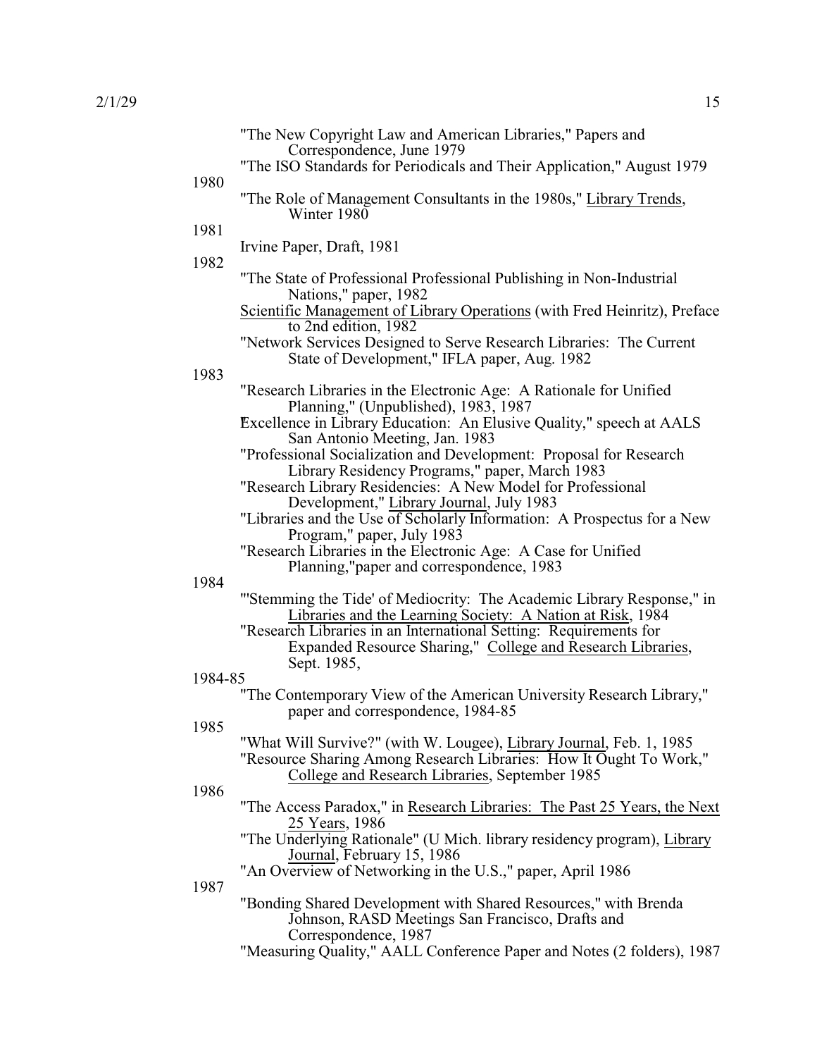"The New Copyright Law and American Libraries," Papers and Correspondence, June 1979

"The ISO Standards for Periodicals and Their Application," August 1979

1980

"The Role of Management Consultants in the 1980s," Library Trends, Winter 1980

1981

Irvine Paper, Draft, 1981

1982

"The State of Professional Professional Publishing in Non-Industrial Nations," paper, 1982

Scientific Management of Library Operations (with Fred Heinritz), Preface to 2nd edition, 1982

"Network Services Designed to Serve Research Libraries: The Current State of Development," IFLA paper, Aug. 1982

1983

"Research Libraries in the Electronic Age: A Rationale for Unified Planning," (Unpublished), 1983, 1987

"Excellence in Library Education: An Elusive Quality," speech at AALS San Antonio Meeting, Jan. 1983

"Professional Socialization and Development: Proposal for Research Library Residency Programs," paper, March 1983

"Research Library Residencies: A New Model for Professional Development," Library Journal, July 1983

"Libraries and the Use of Scholarly Information: A Prospectus for a New Program," paper, July 1983

"Research Libraries in the Electronic Age: A Case for Unified Planning,"paper and correspondence, 1983

1984

"'Stemming the Tide' of Mediocrity: The Academic Library Response," in Libraries and the Learning Society: A Nation at Risk, 1984

"Research Libraries in an International Setting: Requirements for Expanded Resource Sharing," College and Research Libraries, Sept. 1985,

1984-85

"The Contemporary View of the American University Research Library," paper and correspondence, 1984-85

1985

"What Will Survive?" (with W. Lougee), Library Journal, Feb. 1, 1985

"Resource Sharing Among Research Libraries: How It Ought To Work," College and Research Libraries, September 1985

1986

"The Access Paradox," in Research Libraries: The Past 25 Years, the Next 25 Years, 1986

"The Underlying Rationale" (U Mich. library residency program), Library Journal, February 15, 1986

"An Overview of Networking in the U.S.," paper, April 1986

1987

"Bonding Shared Development with Shared Resources," with Brenda Johnson, RASD Meetings San Francisco, Drafts and Correspondence, 1987

"Measuring Quality," AALL Conference Paper and Notes (2 folders), 1987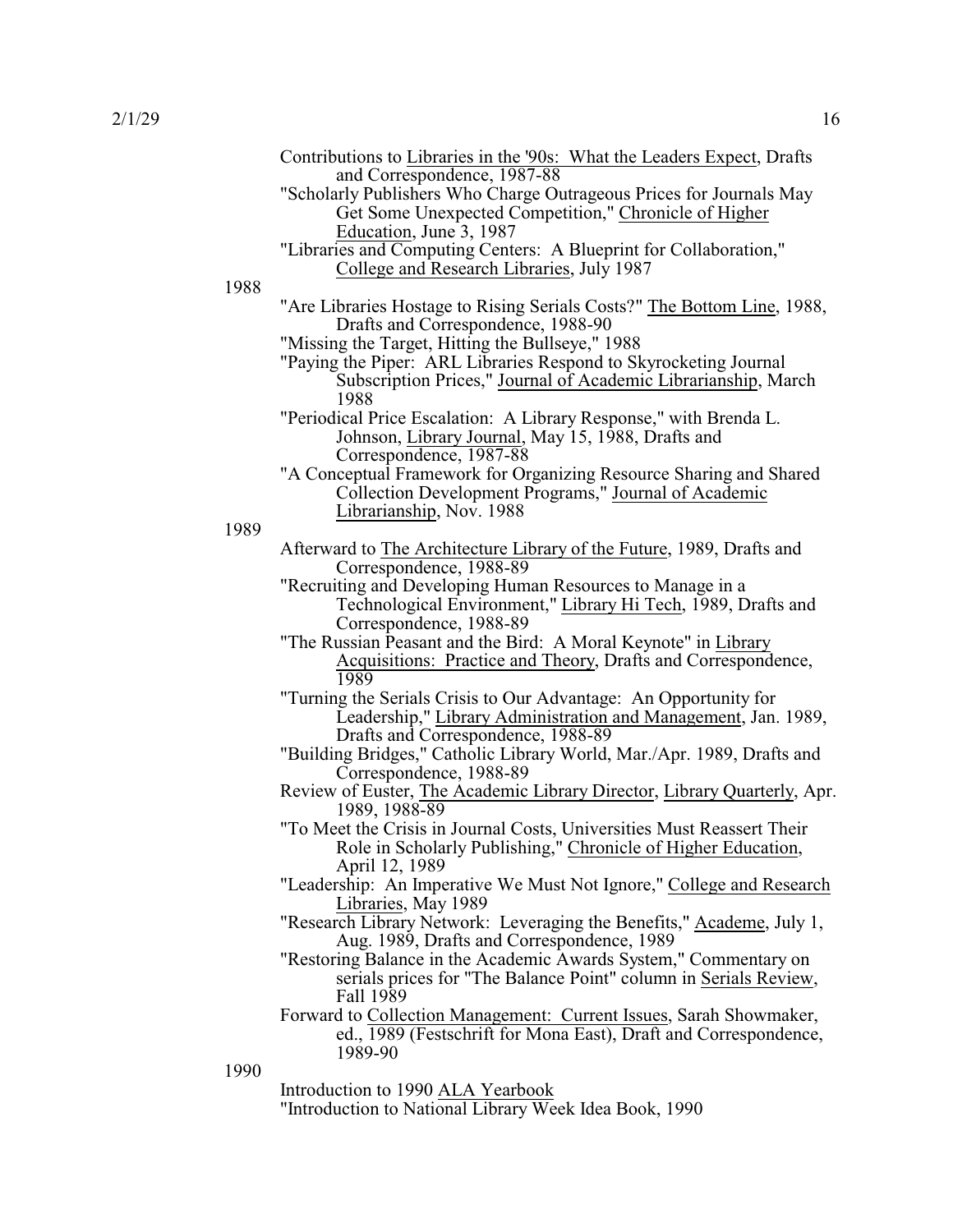Contributions to Libraries in the '90s: What the Leaders Expect, Drafts and Correspondence, 1987-88

"Scholarly Publishers Who Charge Outrageous Prices for Journals May Get Some Unexpected Competition," Chronicle of Higher Education, June 3, 1987

"Libraries and Computing Centers: A Blueprint for Collaboration," College and Research Libraries, July 1987

1988

"Are Libraries Hostage to Rising Serials Costs?" The Bottom Line, 1988, Drafts and Correspondence, 1988-90

"Missing the Target, Hitting the Bullseye," 1988

"Paying the Piper: ARL Libraries Respond to Skyrocketing Journal Subscription Prices," Journal of Academic Librarianship, March 1988

"Periodical Price Escalation: A Library Response," with Brenda L. Johnson, Library Journal, May 15, 1988, Drafts and Correspondence, 1987-88

"A Conceptual Framework for Organizing Resource Sharing and Shared Collection Development Programs," Journal of Academic Librarianship, Nov. 1988

1989

Afterward to The Architecture Library of the Future, 1989, Drafts and Correspondence, 1988-89

"Recruiting and Developing Human Resources to Manage in a Technological Environment," Library Hi Tech, 1989, Drafts and Correspondence, 1988-89

"The Russian Peasant and the Bird: A Moral Keynote" in Library Acquisitions: Practice and Theory, Drafts and Correspondence, 1989

"Turning the Serials Crisis to Our Advantage: An Opportunity for Leadership," Library Administration and Management, Jan. 1989, Drafts and Correspondence, 1988-89

"Building Bridges," Catholic Library World, Mar./Apr. 1989, Drafts and Correspondence, 1988-89

Review of Euster, The Academic Library Director, Library Quarterly, Apr. 1989, 1988-89

"To Meet the Crisis in Journal Costs, Universities Must Reassert Their Role in Scholarly Publishing," Chronicle of Higher Education, April 12, 1989

"Leadership: An Imperative We Must Not Ignore," College and Research Libraries, May 1989

"Research Library Network: Leveraging the Benefits," Academe, July 1, Aug. 1989, Drafts and Correspondence, 1989

"Restoring Balance in the Academic Awards System," Commentary on serials prices for "The Balance Point" column in Serials Review, Fall 1989

Forward to Collection Management: Current Issues, Sarah Showmaker, ed., 1989 (Festschrift for Mona East), Draft and Correspondence, 1989-90

1990

Introduction to 1990 ALA Yearbook

"Introduction to National Library Week Idea Book, 1990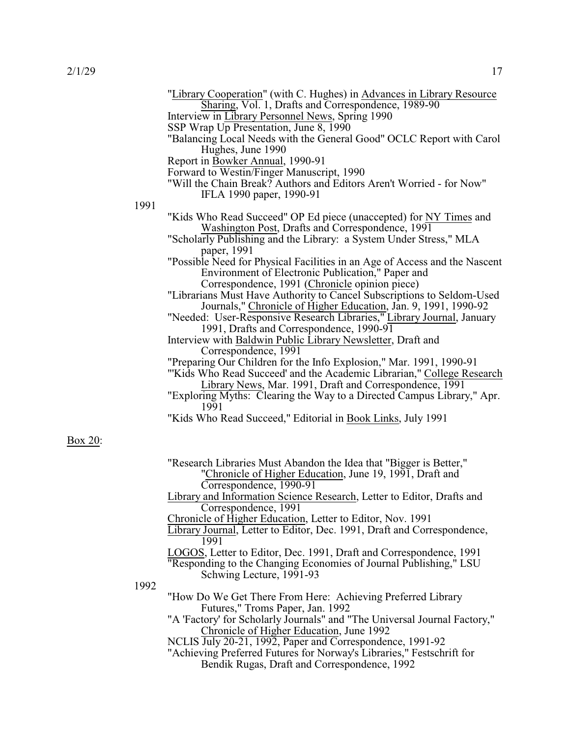"Library Cooperation" (with C. Hughes) in Advances in Library Resource Sharing, Vol. 1, Drafts and Correspondence, 1989-90

Interview in Library Personnel News, Spring 1990

SSP Wrap Up Presentation, June 8, 1990

"Balancing Local Needs with the General Good" OCLC Report with Carol Hughes, June 1990

Report in Bowker Annual, 1990-91

Forward to Westin/Finger Manuscript, 1990

"Will the Chain Break? Authors and Editors Aren't Worried - for Now" IFLA 1990 paper, 1990-91

1991

"Kids Who Read Succeed" OP Ed piece (unaccepted) for NY Times and Washington Post, Drafts and Correspondence, 1991

"Scholarly Publishing and the Library: a System Under Stress," MLA paper, 1991

"Possible Need for Physical Facilities in an Age of Access and the Nascent Environment of Electronic Publication," Paper and Correspondence, 1991 (Chronicle opinion piece)

"Librarians Must Have Authority to Cancel Subscriptions to Seldom-Used Journals," Chronicle of Higher Education, Jan. 9, 1991, 1990-92

"Needed: User-Responsive Research Libraries," Library Journal, January 1991, Drafts and Correspondence, 1990-91

Interview with Baldwin Public Library Newsletter, Draft and Correspondence, 1991

"Preparing Our Children for the Info Explosion," Mar. 1991, 1990-91

"'Kids Who Read Succeed' and the Academic Librarian," College Research Library News, Mar. 1991, Draft and Correspondence, 1991

"Exploring Myths: Clearing the Way to a Directed Campus Library," Apr. 1991

"Kids Who Read Succeed," Editorial in Book Links, July 1991

Box 20:

"Research Libraries Must Abandon the Idea that "Bigger is Better," "Chronicle of Higher Education, June 19, 1991, Draft and Correspondence, 1990-91

Library and Information Science Research, Letter to Editor, Drafts and Correspondence, 1991

Chronicle of Higher Education, Letter to Editor, Nov. 1991

Library Journal, Letter to Editor, Dec. 1991, Draft and Correspondence, 1991

LOGOS, Letter to Editor, Dec. 1991, Draft and Correspondence, 1991

"Responding to the Changing Economies of Journal Publishing," LSU Schwing Lecture, 1991-93

1992

"How Do We Get There From Here: Achieving Preferred Library Futures," Troms Paper, Jan. 1992

"A 'Factory' for Scholarly Journals" and "The Universal Journal Factory," Chronicle of Higher Education, June 1992

NCLIS July 20-21, 1992, Paper and Correspondence, 1991-92

"Achieving Preferred Futures for Norway's Libraries," Festschrift for Bendik Rugas, Draft and Correspondence, 1992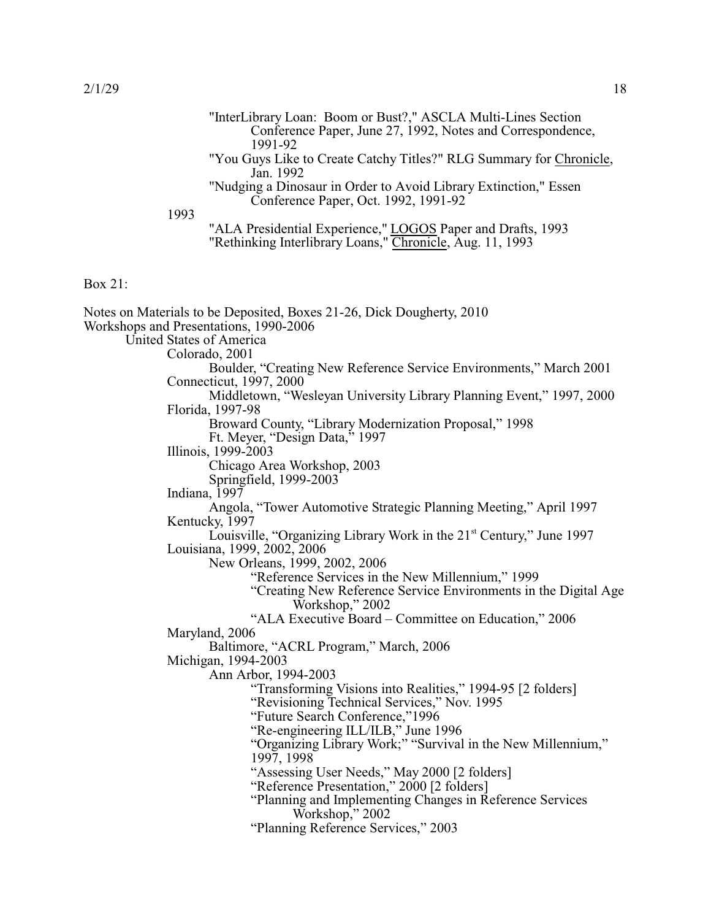"InterLibrary Loan: Boom or Bust?," ASCLA Multi-Lines Section Conference Paper, June 27, 1992, Notes and Correspondence, 1991-92

"You Guys Like to Create Catchy Titles?" RLG Summary for Chronicle, Jan. 1992

"Nudging a Dinosaur in Order to Avoid Library Extinction," Essen Conference Paper, Oct. 1992, 1991-92

1993

"ALA Presidential Experience," LOGOS Paper and Drafts, 1993

"Rethinking Interlibrary Loans," Chronicle, Aug. 11, 1993

Box 21:

Notes on Materials to be Deposited, Boxes 21-26, Dick Dougherty, 2010

Workshops and Presentations, 1990-2006

- United States of America
  - Colorado, 2001
    - Boulder, "Creating New Reference Service Environments," March 2001
  - Connecticut, 1997, 2000
    - Middletown, "Wesleyan University Library Planning Event," 1997, 2000
  - Florida, 1997-98
    - Broward County, "Library Modernization Proposal," 1998
    - Ft. Meyer, "Design Data," 1997
  - Illinois, 1999-2003
    - Chicago Area Workshop, 2003
    - Springfield, 1999-2003
  - Indiana, 1997
    - Angola, "Tower Automotive Strategic Planning Meeting," April 1997
  - Kentucky, 1997
    - Louisville, "Organizing Library Work in the 21st Century," June 1997
  - Louisiana, 1999, 2002, 2006
    - New Orleans, 1999, 2002, 2006
      - "Reference Services in the New Millennium," 1999
      - "Creating New Reference Service Environments in the Digital Age Workshop," 2002
      - "ALA Executive Board – Committee on Education," 2006
  - Maryland, 2006
    - Baltimore, "ACRL Program," March, 2006
  - Michigan, 1994-2003
    - Ann Arbor, 1994-2003
      - "Transforming Visions into Realities," 1994-95 [2 folders]
      - "Revisioning Technical Services," Nov. 1995
      - "Future Search Conference,"1996
      - "Re-engineering ILL/ILB," June 1996
      - "Organizing Library Work;" "Survival in the New Millennium," 1997, 1998
      - "Assessing User Needs," May 2000 [2 folders]
      - "Reference Presentation," 2000 [2 folders]
      - "Planning and Implementing Changes in Reference Services Workshop," 2002
      - "Planning Reference Services," 2003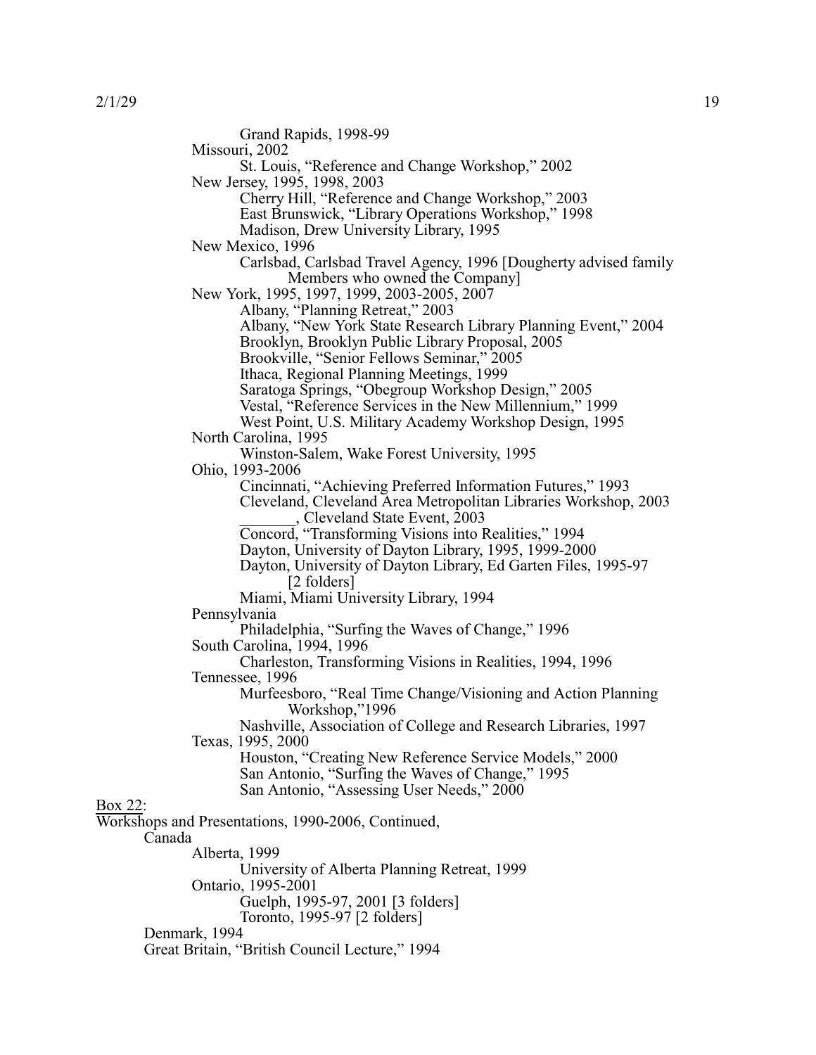Grand Rapids, 1998-99

Missouri, 2002

St. Louis, "Reference and Change Workshop," 2002

New Jersey, 1995, 1998, 2003

Cherry Hill, "Reference and Change Workshop," 2003

East Brunswick, "Library Operations Workshop," 1998

Madison, Drew University Library, 1995

New Mexico, 1996

Carlsbad, Carlsbad Travel Agency, 1996 [Dougherty advised family Members who owned the Company]

New York, 1995, 1997, 1999, 2003-2005, 2007

Albany, "Planning Retreat," 2003

Albany, "New York State Research Library Planning Event," 2004

Brooklyn, Brooklyn Public Library Proposal, 2005

Brookville, "Senior Fellows Seminar," 2005

Ithaca, Regional Planning Meetings, 1999

Saratoga Springs, "Obegroup Workshop Design," 2005

Vestal, "Reference Services in the New Millennium," 1999

West Point, U.S. Military Academy Workshop Design, 1995

North Carolina, 1995

Winston-Salem, Wake Forest University, 1995

Ohio, 1993-2006

Cincinnati, "Achieving Preferred Information Futures," 1993

Cleveland, Cleveland Area Metropolitan Libraries Workshop, 2003

_______, Cleveland State Event, 2003

Concord, "Transforming Visions into Realities," 1994

Dayton, University of Dayton Library, 1995, 1999-2000

Dayton, University of Dayton Library, Ed Garten Files, 1995-97 [2 folders]

Miami, Miami University Library, 1994

Pennsylvania

Philadelphia, "Surfing the Waves of Change," 1996

South Carolina, 1994, 1996

Charleston, Transforming Visions in Realities, 1994, 1996

Tennessee, 1996

Murfeesboro, "Real Time Change/Visioning and Action Planning Workshop,"1996

Nashville, Association of College and Research Libraries, 1997

Texas, 1995, 2000

Houston, "Creating New Reference Service Models," 2000

San Antonio, "Surfing the Waves of Change," 1995

San Antonio, "Assessing User Needs," 2000

Box 22:

Workshops and Presentations, 1990-2006, Continued,

Canada

Alberta, 1999

University of Alberta Planning Retreat, 1999

Ontario, 1995-2001

Guelph, 1995-97, 2001 [3 folders]

Toronto, 1995-97 [2 folders]

Denmark, 1994

Great Britain, "British Council Lecture," 1994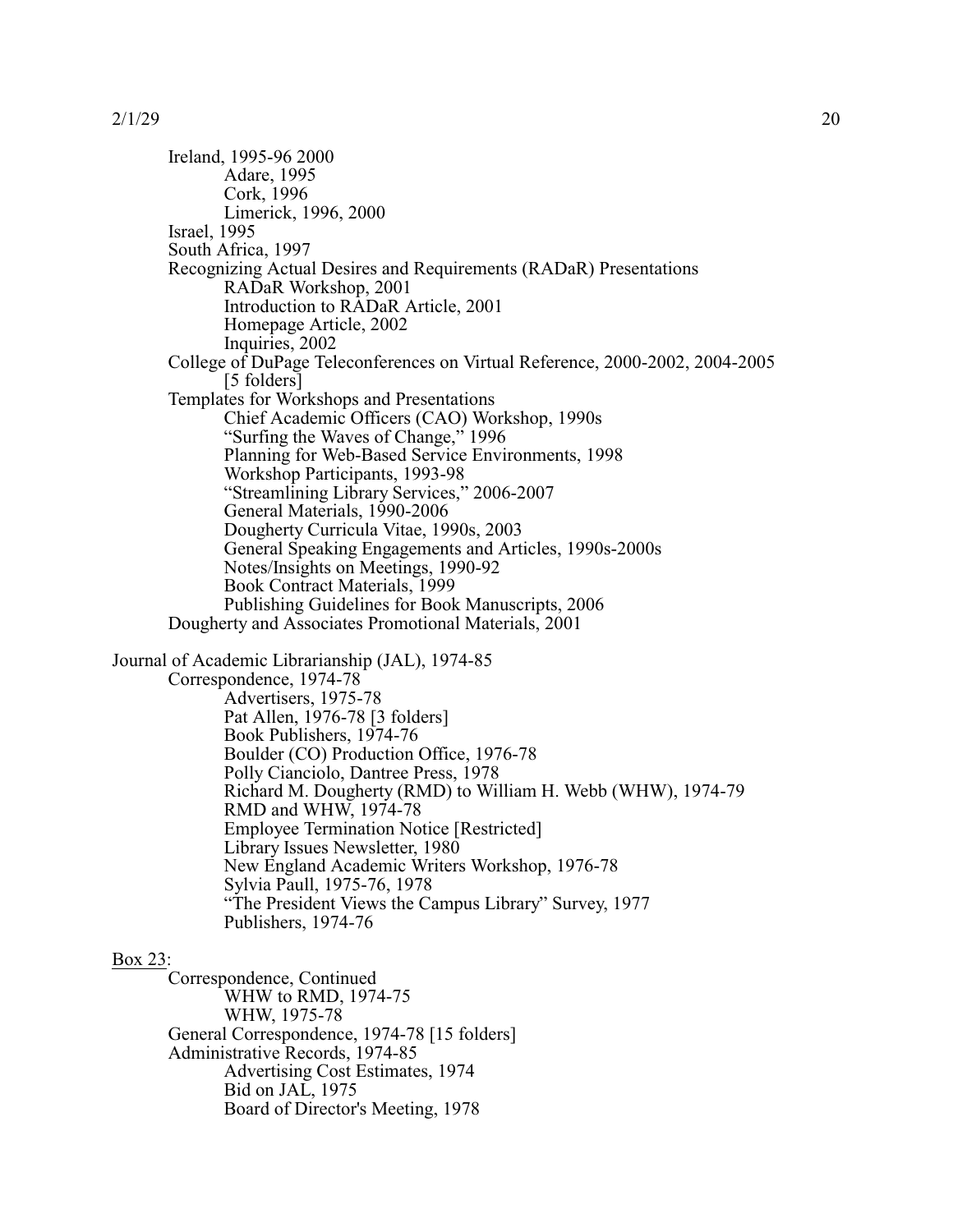- Ireland, 1995-96 2000
  - Adare, 1995
  - Cork, 1996
  - Limerick, 1996, 2000
- Israel, 1995
- South Africa, 1997
- Recognizing Actual Desires and Requirements (RADaR) Presentations
  - RADaR Workshop, 2001
  - Introduction to RADaR Article, 2001
  - Homepage Article, 2002
  - Inquiries, 2002
- College of DuPage Teleconferences on Virtual Reference, 2000-2002, 2004-2005 [5 folders]
- Templates for Workshops and Presentations
  - Chief Academic Officers (CAO) Workshop, 1990s
  - "Surfing the Waves of Change," 1996
  - Planning for Web-Based Service Environments, 1998
  - Workshop Participants, 1993-98
  - "Streamlining Library Services," 2006-2007
  - General Materials, 1990-2006
  - Dougherty Curricula Vitae, 1990s, 2003
  - General Speaking Engagements and Articles, 1990s-2000s
  - Notes/Insights on Meetings, 1990-92
  - Book Contract Materials, 1999
  - Publishing Guidelines for Book Manuscripts, 2006
- Dougherty and Associates Promotional Materials, 2001

Journal of Academic Librarianship (JAL), 1974-85
- Correspondence, 1974-78
  - Advertisers, 1975-78
  - Pat Allen, 1976-78 [3 folders]
  - Book Publishers, 1974-76
  - Boulder (CO) Production Office, 1976-78
  - Polly Cianciolo, Dantree Press, 1978
  - Richard M. Dougherty (RMD) to William H. Webb (WHW), 1974-79
  - RMD and WHW, 1974-78
  - Employee Termination Notice [Restricted]
  - Library Issues Newsletter, 1980
  - New England Academic Writers Workshop, 1976-78
  - Sylvia Paull, 1975-76, 1978
  - "The President Views the Campus Library" Survey, 1977
  - Publishers, 1974-76

<u>Box 23</u>:
- Correspondence, Continued
  - WHW to RMD, 1974-75
  - WHW, 1975-78
- General Correspondence, 1974-78 [15 folders]
- Administrative Records, 1974-85
  - Advertising Cost Estimates, 1974
  - Bid on JAL, 1975
  - Board of Director's Meeting, 1978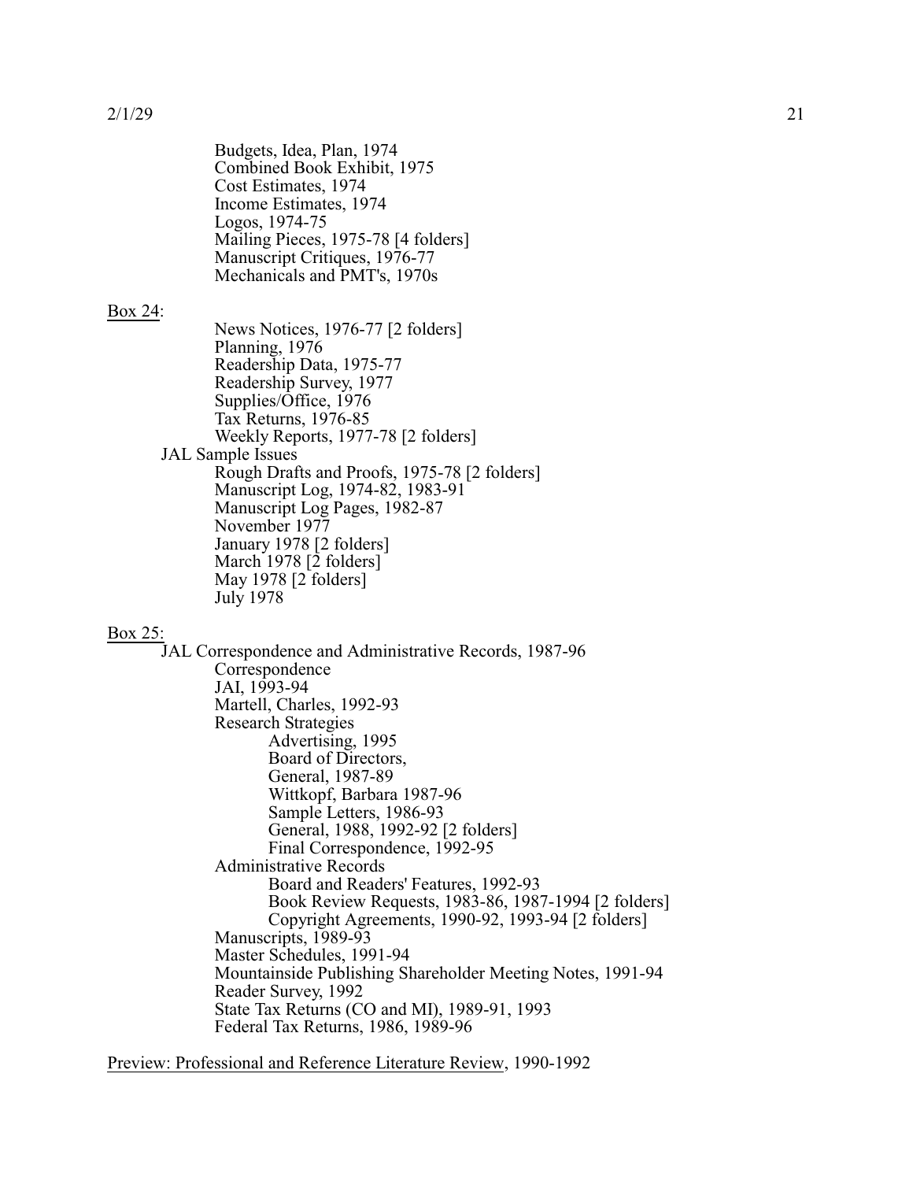Budgets, Idea, Plan, 1974
Combined Book Exhibit, 1975
Cost Estimates, 1974
Income Estimates, 1974
Logos, 1974-75
Mailing Pieces, 1975-78 [4 folders]
Manuscript Critiques, 1976-77
Mechanicals and PMT's, 1970s

<u>Box 24</u>:

News Notices, 1976-77 [2 folders]
Planning, 1976
Readership Data, 1975-77
Readership Survey, 1977
Supplies/Office, 1976
Tax Returns, 1976-85
Weekly Reports, 1977-78 [2 folders]

JAL Sample Issues

Rough Drafts and Proofs, 1975-78 [2 folders]
Manuscript Log, 1974-82, 1983-91
Manuscript Log Pages, 1982-87
November 1977
January 1978 [2 folders]
March 1978 [2 folders]
May 1978 [2 folders]
July 1978

<u>Box 25:</u>

JAL Correspondence and Administrative Records, 1987-96

Correspondence
JAI, 1993-94
Martell, Charles, 1992-93
Research Strategies

Advertising, 1995
Board of Directors,
General, 1987-89
Wittkopf, Barbara 1987-96
Sample Letters, 1986-93
General, 1988, 1992-92 [2 folders]
Final Correspondence, 1992-95

Administrative Records

Board and Readers' Features, 1992-93
Book Review Requests, 1983-86, 1987-1994 [2 folders]
Copyright Agreements, 1990-92, 1993-94 [2 folders]

Manuscripts, 1989-93
Master Schedules, 1991-94
Mountainside Publishing Shareholder Meeting Notes, 1991-94
Reader Survey, 1992
State Tax Returns (CO and MI), 1989-91, 1993
Federal Tax Returns, 1986, 1989-96

<u>Preview: Professional and Reference Literature Review</u>, 1990-1992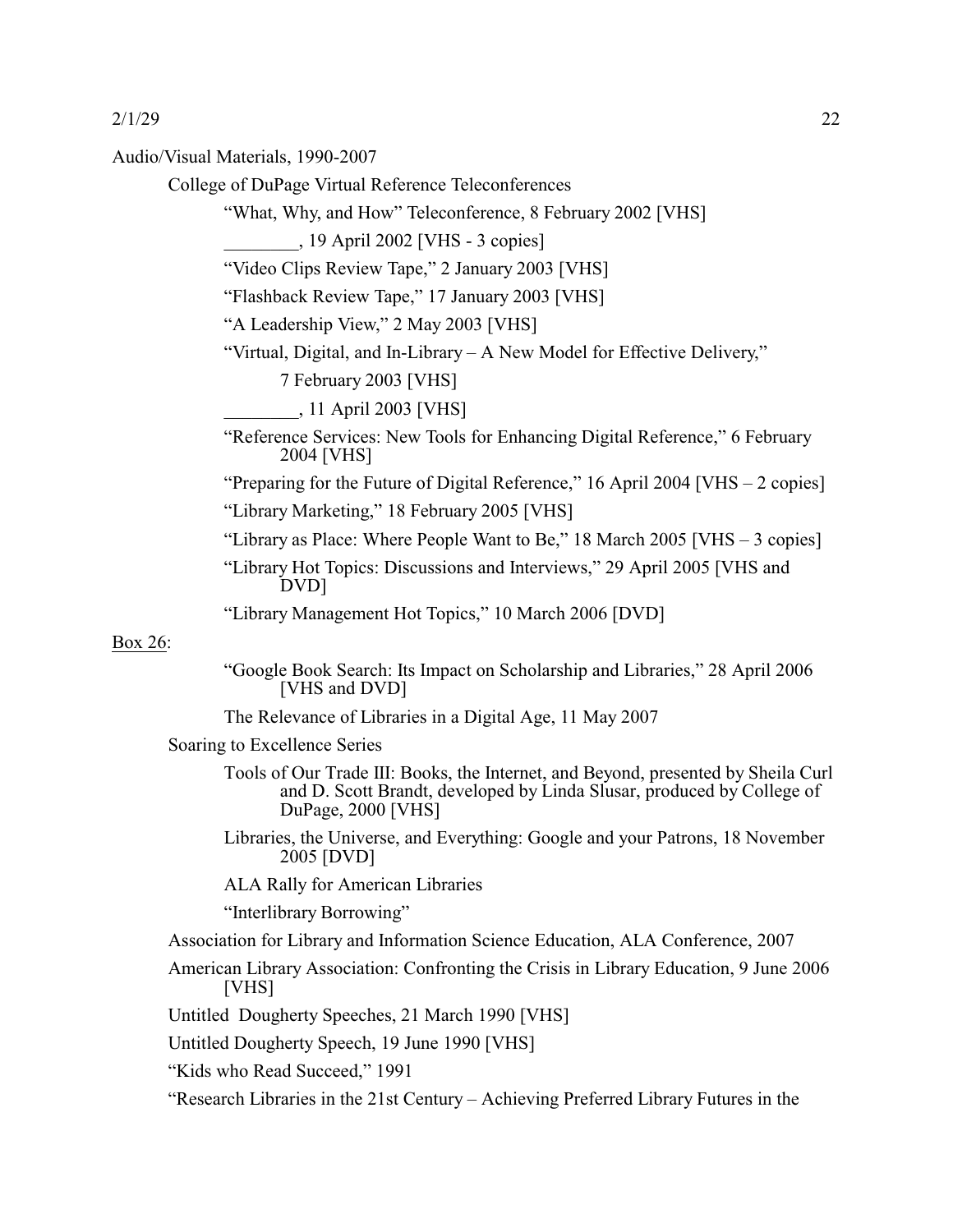Audio/Visual Materials, 1990-2007

College of DuPage Virtual Reference Teleconferences

"What, Why, and How" Teleconference, 8 February 2002 [VHS]

________, 19 April 2002 [VHS - 3 copies]

"Video Clips Review Tape," 2 January 2003 [VHS]

"Flashback Review Tape," 17 January 2003 [VHS]

"A Leadership View," 2 May 2003 [VHS]

"Virtual, Digital, and In-Library – A New Model for Effective Delivery," 7 February 2003 [VHS]

________, 11 April 2003 [VHS]

"Reference Services: New Tools for Enhancing Digital Reference," 6 February 2004 [VHS]

"Preparing for the Future of Digital Reference," 16 April 2004 [VHS – 2 copies]

"Library Marketing," 18 February 2005 [VHS]

"Library as Place: Where People Want to Be," 18 March 2005 [VHS – 3 copies]

"Library Hot Topics: Discussions and Interviews," 29 April 2005 [VHS and DVD]

"Library Management Hot Topics," 10 March 2006 [DVD]

<u>Box 26</u>:

"Google Book Search: Its Impact on Scholarship and Libraries," 28 April 2006 [VHS and DVD]

The Relevance of Libraries in a Digital Age, 11 May 2007

Soaring to Excellence Series

Tools of Our Trade III: Books, the Internet, and Beyond, presented by Sheila Curl and D. Scott Brandt, developed by Linda Slusar, produced by College of DuPage, 2000 [VHS]

Libraries, the Universe, and Everything: Google and your Patrons, 18 November 2005 [DVD]

ALA Rally for American Libraries

"Interlibrary Borrowing"

Association for Library and Information Science Education, ALA Conference, 2007

American Library Association: Confronting the Crisis in Library Education, 9 June 2006 [VHS]

Untitled Dougherty Speeches, 21 March 1990 [VHS]

Untitled Dougherty Speech, 19 June 1990 [VHS]

"Kids who Read Succeed," 1991

"Research Libraries in the 21st Century – Achieving Preferred Library Futures in the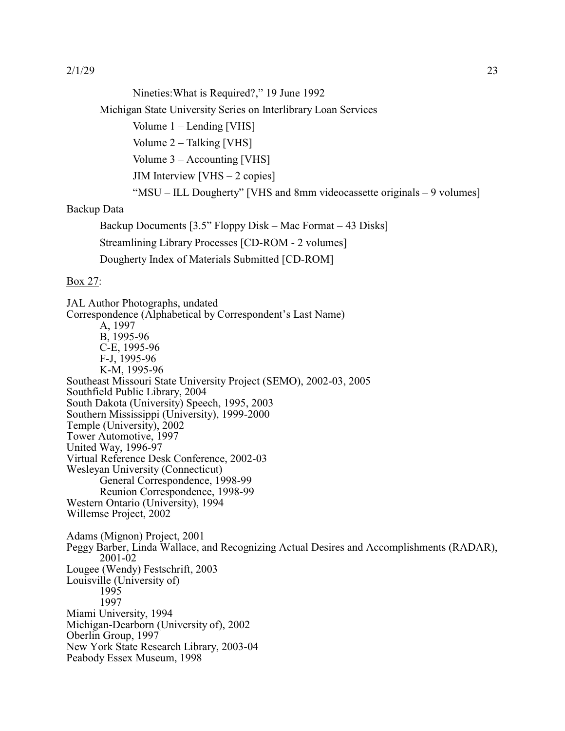Nineties:What is Required?," 19 June 1992

Michigan State University Series on Interlibrary Loan Services

Volume 1 – Lending [VHS]

Volume 2 – Talking [VHS]

Volume 3 – Accounting [VHS]

JIM Interview [VHS – 2 copies]

"MSU – ILL Dougherty" [VHS and 8mm videocassette originals – 9 volumes]

Backup Data

Backup Documents [3.5" Floppy Disk – Mac Format – 43 Disks]

Streamlining Library Processes [CD-ROM - 2 volumes]

Dougherty Index of Materials Submitted [CD-ROM]

Box 27:

JAL Author Photographs, undated
Correspondence (Alphabetical by Correspondent's Last Name)
    A, 1997
    B, 1995-96
    C-E, 1995-96
    F-J, 1995-96
    K-M, 1995-96
Southeast Missouri State University Project (SEMO), 2002-03, 2005
Southfield Public Library, 2004
South Dakota (University) Speech, 1995, 2003
Southern Mississippi (University), 1999-2000
Temple (University), 2002
Tower Automotive, 1997
United Way, 1996-97
Virtual Reference Desk Conference, 2002-03
Wesleyan University (Connecticut)
    General Correspondence, 1998-99
    Reunion Correspondence, 1998-99
Western Ontario (University), 1994
Willemse Project, 2002

Adams (Mignon) Project, 2001
Peggy Barber, Linda Wallace, and Recognizing Actual Desires and Accomplishments (RADAR), 2001-02
Lougee (Wendy) Festschrift, 2003
Louisville (University of)
    1995
    1997
Miami University, 1994
Michigan-Dearborn (University of), 2002
Oberlin Group, 1997
New York State Research Library, 2003-04
Peabody Essex Museum, 1998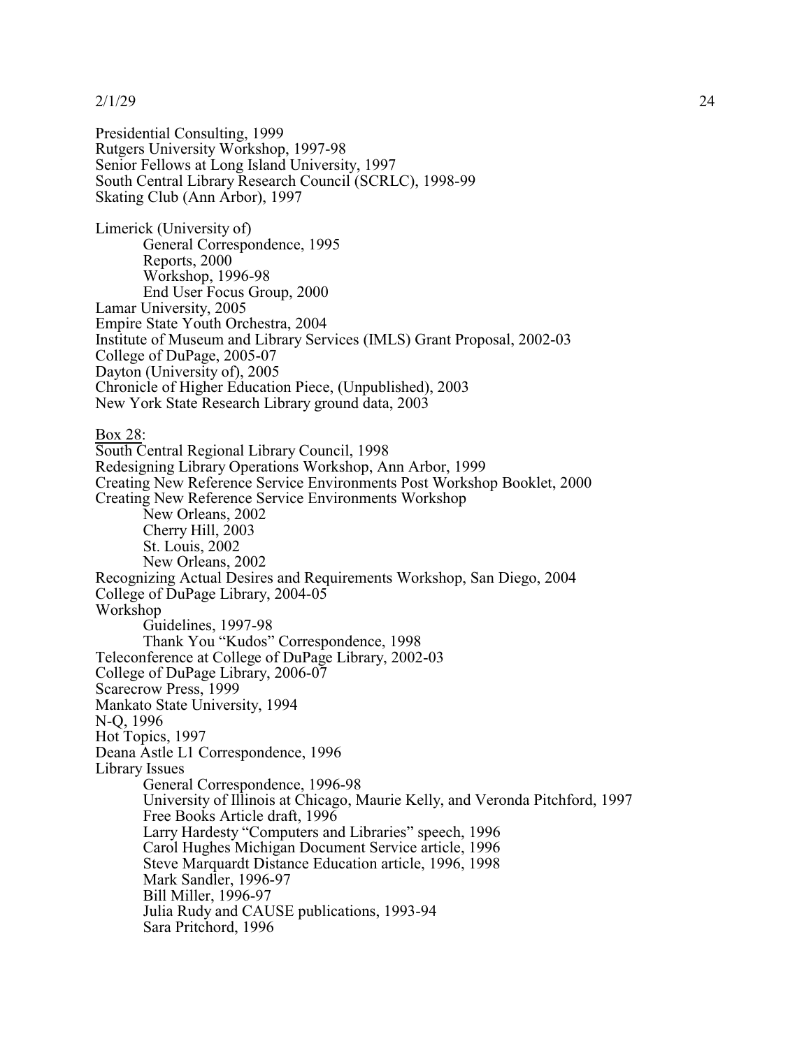Presidential Consulting, 1999
Rutgers University Workshop, 1997-98
Senior Fellows at Long Island University, 1997
South Central Library Research Council (SCRLC), 1998-99
Skating Club (Ann Arbor), 1997

Limerick (University of)
- General Correspondence, 1995
- Reports, 2000
- Workshop, 1996-98
- End User Focus Group, 2000

Lamar University, 2005
Empire State Youth Orchestra, 2004
Institute of Museum and Library Services (IMLS) Grant Proposal, 2002-03
College of DuPage, 2005-07
Dayton (University of), 2005
Chronicle of Higher Education Piece, (Unpublished), 2003
New York State Research Library ground data, 2003

Box 28:
South Central Regional Library Council, 1998
Redesigning Library Operations Workshop, Ann Arbor, 1999
Creating New Reference Service Environments Post Workshop Booklet, 2000
Creating New Reference Service Environments Workshop
- New Orleans, 2002
- Cherry Hill, 2003
- St. Louis, 2002
- New Orleans, 2002

Recognizing Actual Desires and Requirements Workshop, San Diego, 2004
College of DuPage Library, 2004-05
Workshop
- Guidelines, 1997-98
- Thank You "Kudos" Correspondence, 1998

Teleconference at College of DuPage Library, 2002-03
College of DuPage Library, 2006-07
Scarecrow Press, 1999
Mankato State University, 1994
N-Q, 1996
Hot Topics, 1997
Deana Astle L1 Correspondence, 1996
Library Issues
- General Correspondence, 1996-98
- University of Illinois at Chicago, Maurie Kelly, and Veronda Pitchford, 1997
- Free Books Article draft, 1996
- Larry Hardesty "Computers and Libraries" speech, 1996
- Carol Hughes Michigan Document Service article, 1996
- Steve Marquardt Distance Education article, 1996, 1998
- Mark Sandler, 1996-97
- Bill Miller, 1996-97
- Julia Rudy and CAUSE publications, 1993-94
- Sara Pritchord, 1996